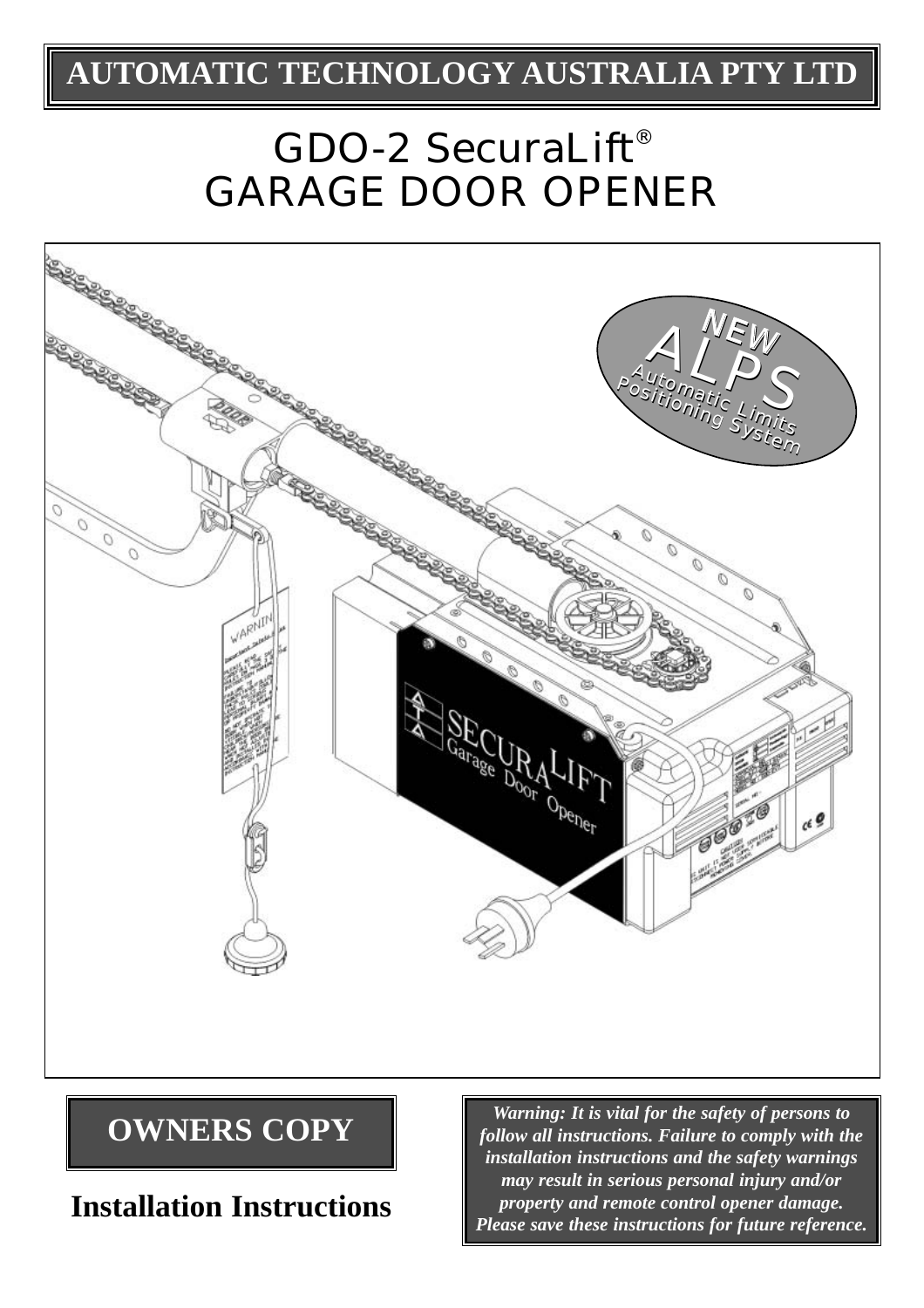# AUTOMATIC TECHNOLOGY AUSTRALIA PTY LTD

# GDO-2 SecuraLift®
# GARAGE DOOR OPENER

NEW ALPS
Automatic Limits Positioning System

## OWNERS COPY

## Installation Instructions

***Warning: It is vital for the safety of persons to follow all instructions. Failure to comply with the installation instructions and the safety warnings may result in serious personal injury and/or property and remote control opener damage. Please save these instructions for future reference.***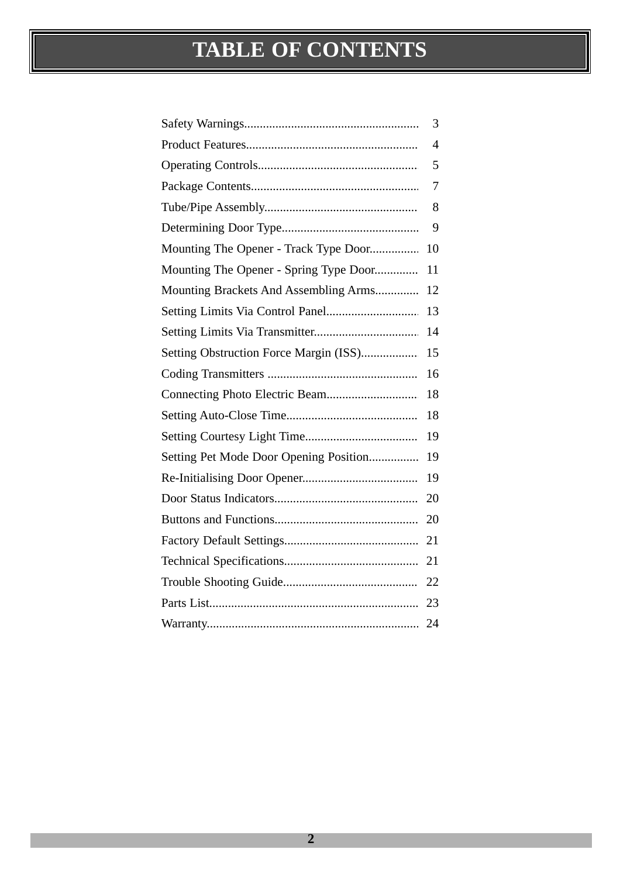# TABLE OF CONTENTS

| Section | Page |
|---|---|
| Safety Warnings | 3 |
| Product Features | 4 |
| Operating Controls | 5 |
| Package Contents | 7 |
| Tube/Pipe Assembly | 8 |
| Determining Door Type | 9 |
| Mounting The Opener - Track Type Door | 10 |
| Mounting The Opener - Spring Type Door | 11 |
| Mounting Brackets And Assembling Arms | 12 |
| Setting Limits Via Control Panel | 13 |
| Setting Limits Via Transmitter | 14 |
| Setting Obstruction Force Margin (ISS) | 15 |
| Coding Transmitters | 16 |
| Connecting Photo Electric Beam | 18 |
| Setting Auto-Close Time | 18 |
| Setting Courtesy Light Time | 19 |
| Setting Pet Mode Door Opening Position | 19 |
| Re-Initialising Door Opener | 19 |
| Door Status Indicators | 20 |
| Buttons and Functions | 20 |
| Factory Default Settings | 21 |
| Technical Specifications | 21 |
| Trouble Shooting Guide | 22 |
| Parts List | 23 |
| Warranty | 24 |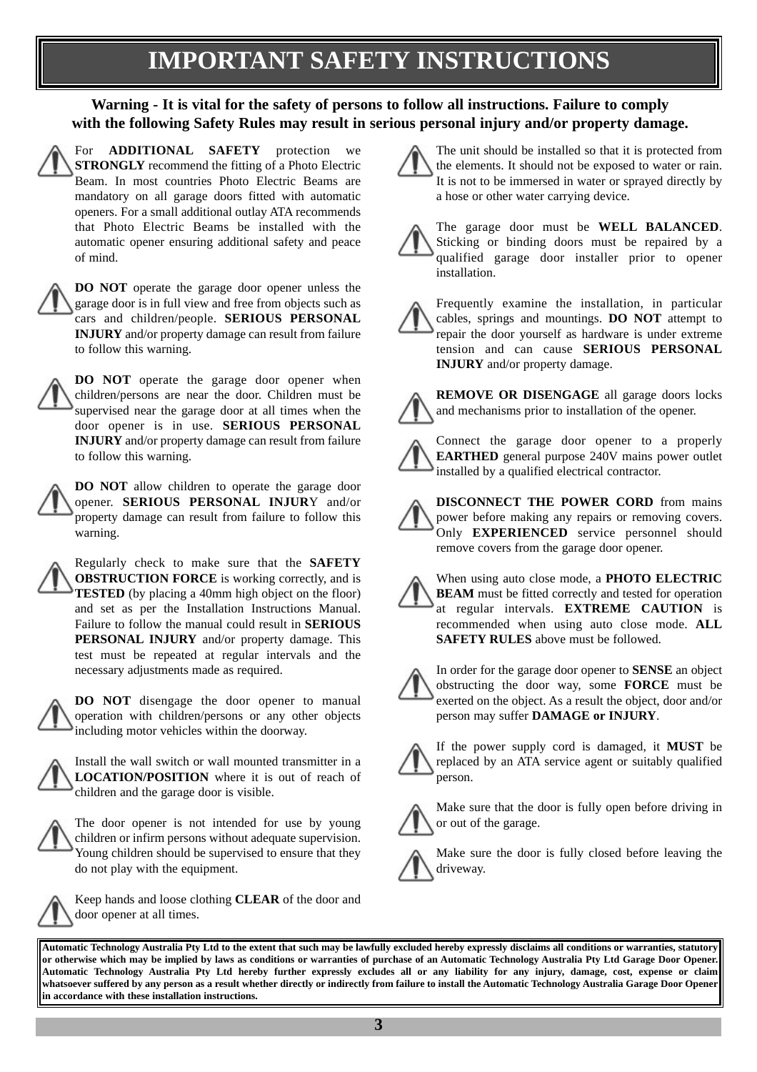# IMPORTANT SAFETY INSTRUCTIONS

**Warning - It is vital for the safety of persons to follow all instructions. Failure to comply with the following Safety Rules may result in serious personal injury and/or property damage.**

For **ADDITIONAL SAFETY** protection we **STRONGLY** recommend the fitting of a Photo Electric Beam. In most countries Photo Electric Beams are mandatory on all garage doors fitted with automatic openers. For a small additional outlay ATA recommends that Photo Electric Beams be installed with the automatic opener ensuring additional safety and peace of mind.

**DO NOT** operate the garage door opener unless the garage door is in full view and free from objects such as cars and children/people. **SERIOUS PERSONAL INJURY** and/or property damage can result from failure to follow this warning.

**DO NOT** operate the garage door opener when children/persons are near the door. Children must be supervised near the garage door at all times when the door opener is in use. **SERIOUS PERSONAL INJURY** and/or property damage can result from failure to follow this warning.

**DO NOT** allow children to operate the garage door opener. **SERIOUS PERSONAL INJURY** and/or property damage can result from failure to follow this warning.

Regularly check to make sure that the **SAFETY OBSTRUCTION FORCE** is working correctly, and is **TESTED** (by placing a 40mm high object on the floor) and set as per the Installation Instructions Manual. Failure to follow the manual could result in **SERIOUS PERSONAL INJURY** and/or property damage. This test must be repeated at regular intervals and the necessary adjustments made as required.

**DO NOT** disengage the door opener to manual operation with children/persons or any other objects including motor vehicles within the doorway.

Install the wall switch or wall mounted transmitter in a **LOCATION/POSITION** where it is out of reach of children and the garage door is visible.

The door opener is not intended for use by young children or infirm persons without adequate supervision. Young children should be supervised to ensure that they do not play with the equipment.

Keep hands and loose clothing **CLEAR** of the door and door opener at all times.

The unit should be installed so that it is protected from the elements. It should not be exposed to water or rain. It is not to be immersed in water or sprayed directly by a hose or other water carrying device.

The garage door must be **WELL BALANCED**. Sticking or binding doors must be repaired by a qualified garage door installer prior to opener installation.

Frequently examine the installation, in particular cables, springs and mountings. **DO NOT** attempt to repair the door yourself as hardware is under extreme tension and can cause **SERIOUS PERSONAL INJURY** and/or property damage.

**REMOVE OR DISENGAGE** all garage doors locks and mechanisms prior to installation of the opener.

Connect the garage door opener to a properly **EARTHED** general purpose 240V mains power outlet installed by a qualified electrical contractor.

**DISCONNECT THE POWER CORD** from mains power before making any repairs or removing covers. Only **EXPERIENCED** service personnel should remove covers from the garage door opener.

When using auto close mode, a **PHOTO ELECTRIC BEAM** must be fitted correctly and tested for operation at regular intervals. **EXTREME CAUTION** is recommended when using auto close mode. **ALL SAFETY RULES** above must be followed.

In order for the garage door opener to **SENSE** an object obstructing the door way, some **FORCE** must be exerted on the object. As a result the object, door and/or person may suffer **DAMAGE or INJURY**.

If the power supply cord is damaged, it **MUST** be replaced by an ATA service agent or suitably qualified person.

Make sure that the door is fully open before driving in or out of the garage.

Make sure the door is fully closed before leaving the driveway.

**Automatic Technology Australia Pty Ltd to the extent that such may be lawfully excluded hereby expressly disclaims all conditions or warranties, statutory or otherwise which may be implied by laws as conditions or warranties of purchase of an Automatic Technology Australia Pty Ltd Garage Door Opener. Automatic Technology Australia Pty Ltd hereby further expressly excludes all or any liability for any injury, damage, cost, expense or claim whatsoever suffered by any person as a result whether directly or indirectly from failure to install the Automatic Technology Australia Garage Door Opener in accordance with these installation instructions.**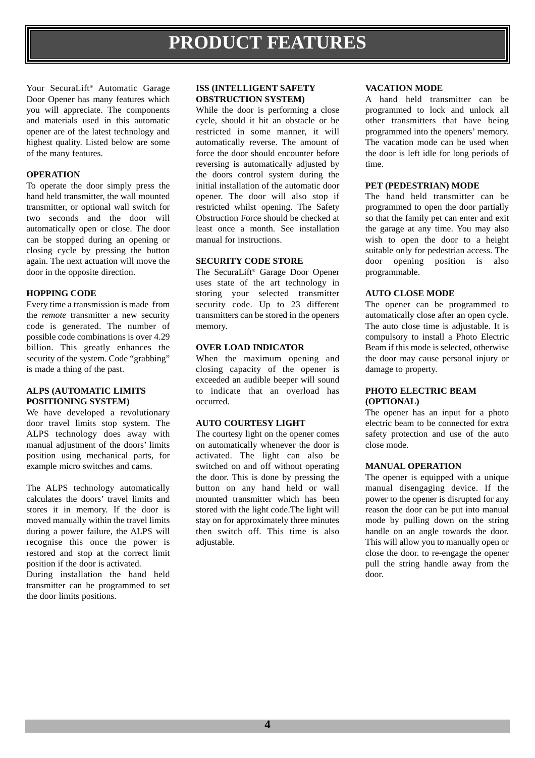# PRODUCT FEATURES

Your SecuraLift® Automatic Garage Door Opener has many features which you will appreciate. The components and materials used in this automatic opener are of the latest technology and highest quality. Listed below are some of the many features.

### OPERATION

To operate the door simply press the hand held transmitter, the wall mounted transmitter, or optional wall switch for two seconds and the door will automatically open or close. The door can be stopped during an opening or closing cycle by pressing the button again. The next actuation will move the door in the opposite direction.

### HOPPING CODE

Every time a transmission is made from the *remote* transmitter a new security code is generated. The number of possible code combinations is over 4.29 billion. This greatly enhances the security of the system. Code "grabbing" is made a thing of the past.

### ALPS (AUTOMATIC LIMITS POSITIONING SYSTEM)

We have developed a revolutionary door travel limits stop system. The ALPS technology does away with manual adjustment of the doors' limits position using mechanical parts, for example micro switches and cams.

The ALPS technology automatically calculates the doors' travel limits and stores it in memory. If the door is moved manually within the travel limits during a power failure, the ALPS will recognise this once the power is restored and stop at the correct limit position if the door is activated.

During installation the hand held transmitter can be programmed to set the door limits positions.

### ISS (INTELLIGENT SAFETY OBSTRUCTION SYSTEM)

While the door is performing a close cycle, should it hit an obstacle or be restricted in some manner, it will automatically reverse. The amount of force the door should encounter before reversing is automatically adjusted by the doors control system during the initial installation of the automatic door opener. The door will also stop if restricted whilst opening. The Safety Obstruction Force should be checked at least once a month. See installation manual for instructions.

### SECURITY CODE STORE

The SecuraLift® Garage Door Opener uses state of the art technology in storing your selected transmitter security code. Up to 23 different transmitters can be stored in the openers memory.

### OVER LOAD INDICATOR

When the maximum opening and closing capacity of the opener is exceeded an audible beeper will sound to indicate that an overload has occurred.

### AUTO COURTESY LIGHT

The courtesy light on the opener comes on automatically whenever the door is activated. The light can also be switched on and off without operating the door. This is done by pressing the button on any hand held or wall mounted transmitter which has been stored with the light code.The light will stay on for approximately three minutes then switch off. This time is also adjustable.

### VACATION MODE

A hand held transmitter can be programmed to lock and unlock all other transmitters that have being programmed into the openers' memory. The vacation mode can be used when the door is left idle for long periods of time.

### PET (PEDESTRIAN) MODE

The hand held transmitter can be programmed to open the door partially so that the family pet can enter and exit the garage at any time. You may also wish to open the door to a height suitable only for pedestrian access. The door opening position is also programmable.

### AUTO CLOSE MODE

The opener can be programmed to automatically close after an open cycle. The auto close time is adjustable. It is compulsory to install a Photo Electric Beam if this mode is selected, otherwise the door may cause personal injury or damage to property.

### PHOTO ELECTRIC BEAM (OPTIONAL)

The opener has an input for a photo electric beam to be connected for extra safety protection and use of the auto close mode.

### MANUAL OPERATION

The opener is equipped with a unique manual disengaging device. If the power to the opener is disrupted for any reason the door can be put into manual mode by pulling down on the string handle on an angle towards the door. This will allow you to manually open or close the door. to re-engage the opener pull the string handle away from the door.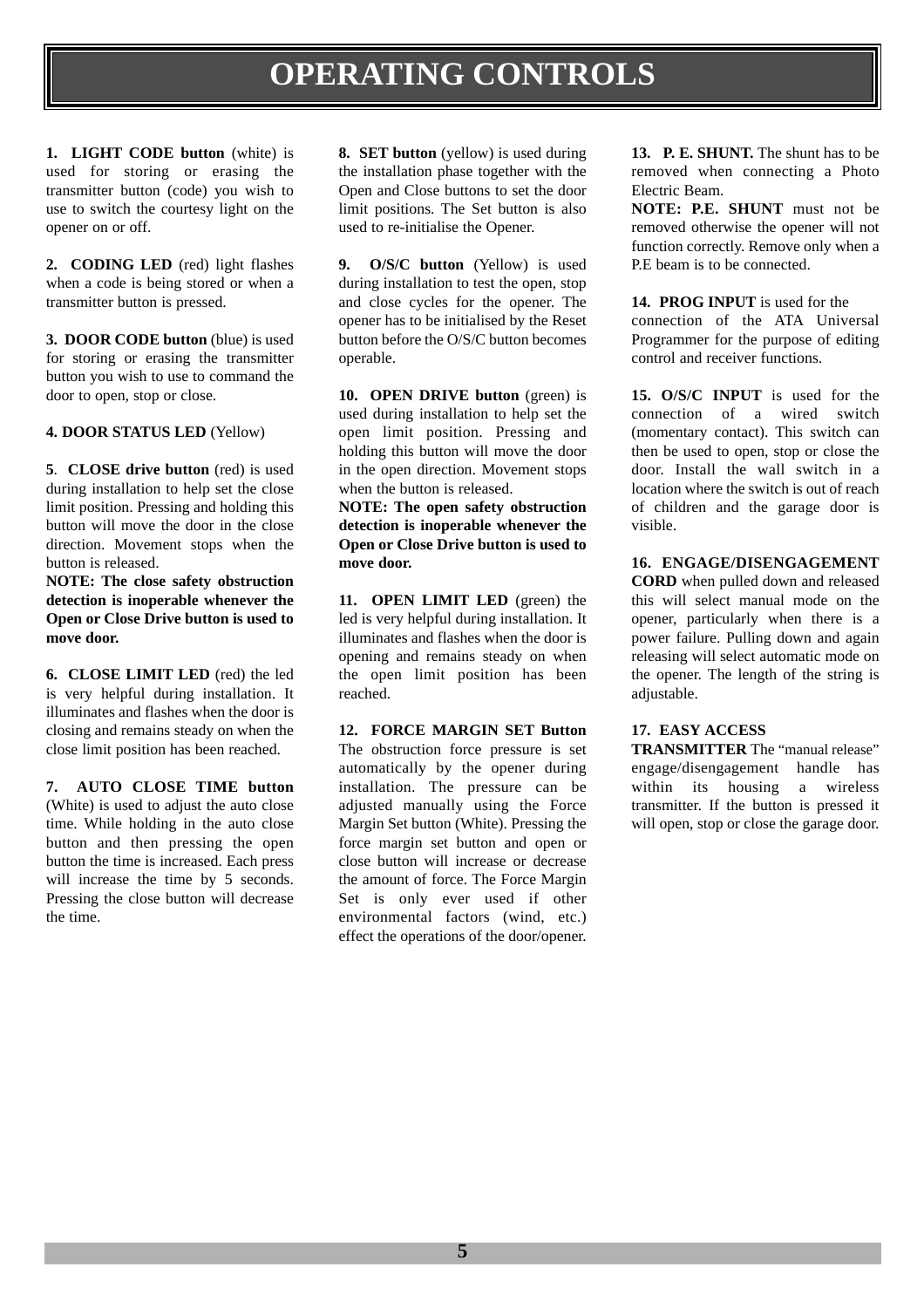# OPERATING CONTROLS

**1. LIGHT CODE button** (white) is used for storing or erasing the transmitter button (code) you wish to use to switch the courtesy light on the opener on or off.

**2. CODING LED** (red) light flashes when a code is being stored or when a transmitter button is pressed.

**3. DOOR CODE button** (blue) is used for storing or erasing the transmitter button you wish to use to command the door to open, stop or close.

**4. DOOR STATUS LED** (Yellow)

**5**. **CLOSE drive button** (red) is used during installation to help set the close limit position. Pressing and holding this button will move the door in the close direction. Movement stops when the button is released.
**NOTE: The close safety obstruction detection is inoperable whenever the Open or Close Drive button is used to move door.**

**6. CLOSE LIMIT LED** (red) the led is very helpful during installation. It illuminates and flashes when the door is closing and remains steady on when the close limit position has been reached.

**7. AUTO CLOSE TIME button** (White) is used to adjust the auto close time. While holding in the auto close button and then pressing the open button the time is increased. Each press will increase the time by 5 seconds. Pressing the close button will decrease the time.

**8. SET button** (yellow) is used during the installation phase together with the Open and Close buttons to set the door limit positions. The Set button is also used to re-initialise the Opener.

**9. O/S/C button** (Yellow) is used during installation to test the open, stop and close cycles for the opener. The opener has to be initialised by the Reset button before the O/S/C button becomes operable.

**10. OPEN DRIVE button** (green) is used during installation to help set the open limit position. Pressing and holding this button will move the door in the open direction. Movement stops when the button is released.
**NOTE: The open safety obstruction detection is inoperable whenever the Open or Close Drive button is used to move door.**

**11. OPEN LIMIT LED** (green) the led is very helpful during installation. It illuminates and flashes when the door is opening and remains steady on when the open limit position has been reached.

**12. FORCE MARGIN SET Button** The obstruction force pressure is set automatically by the opener during installation. The pressure can be adjusted manually using the Force Margin Set button (White). Pressing the force margin set button and open or close button will increase or decrease the amount of force. The Force Margin Set is only ever used if other environmental factors (wind, etc.) effect the operations of the door/opener.

**13. P. E. SHUNT.** The shunt has to be removed when connecting a Photo Electric Beam.
**NOTE: P.E. SHUNT** must not be removed otherwise the opener will not function correctly. Remove only when a P.E beam is to be connected.

**14. PROG INPUT** is used for the connection of the ATA Universal Programmer for the purpose of editing control and receiver functions.

**15. O/S/C INPUT** is used for the connection of a wired switch (momentary contact). This switch can then be used to open, stop or close the door. Install the wall switch in a location where the switch is out of reach of children and the garage door is visible.

**16. ENGAGE/DISENGAGEMENT CORD** when pulled down and released this will select manual mode on the opener, particularly when there is a power failure. Pulling down and again releasing will select automatic mode on the opener. The length of the string is adjustable.

**17. EASY ACCESS TRANSMITTER** The “manual release” engage/disengagement handle has within its housing a wireless transmitter. If the button is pressed it will open, stop or close the garage door.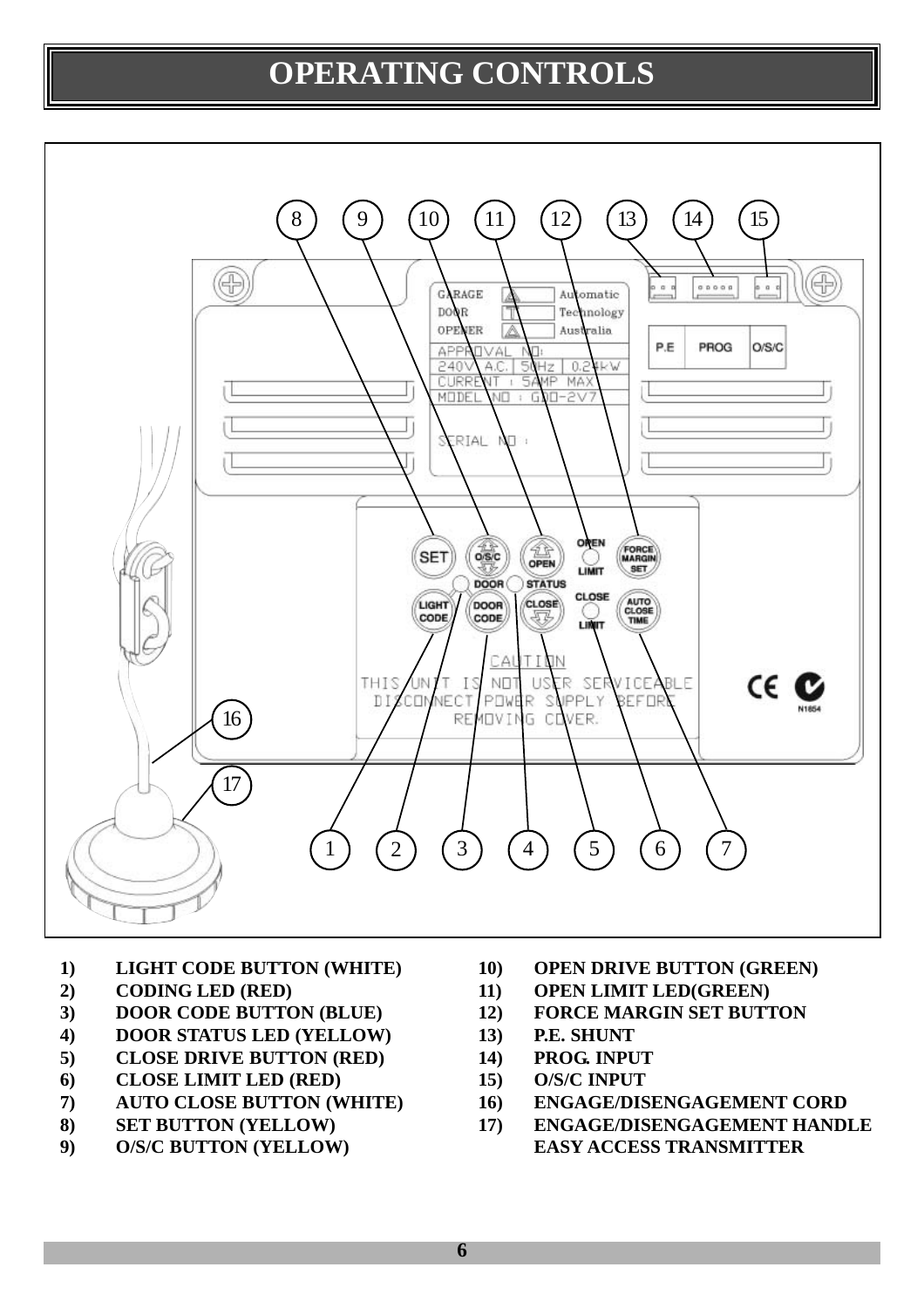# OPERATING CONTROLS

1) **LIGHT CODE BUTTON (WHITE)**
2) **CODING LED (RED)**
3) **DOOR CODE BUTTON (BLUE)**
4) **DOOR STATUS LED (YELLOW)**
5) **CLOSE DRIVE BUTTON (RED)**
6) **CLOSE LIMIT LED (RED)**
7) **AUTO CLOSE BUTTON (WHITE)**
8) **SET BUTTON (YELLOW)**
9) **O/S/C BUTTON (YELLOW)**
10) **OPEN DRIVE BUTTON (GREEN)**
11) **OPEN LIMIT LED(GREEN)**
12) **FORCE MARGIN SET BUTTON**
13) **P.E. SHUNT**
14) **PROG. INPUT**
15) **O/S/C INPUT**
16) **ENGAGE/DISENGAGEMENT CORD**
17) **ENGAGE/DISENGAGEMENT HANDLE**
    **EASY ACCESS TRANSMITTER**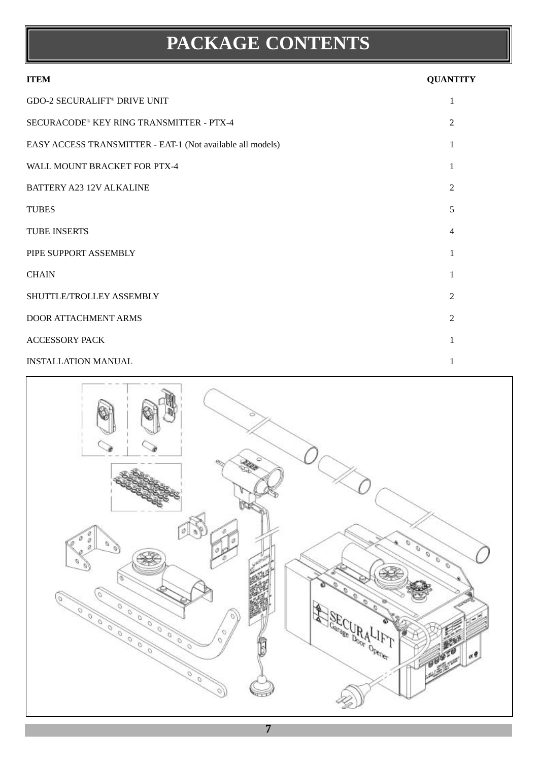# PACKAGE CONTENTS

| ITEM | QUANTITY |
|---|---|
| GDO-2 SECURALIFT® DRIVE UNIT | 1 |
| SECURACODE® KEY RING TRANSMITTER - PTX-4 | 2 |
| EASY ACCESS TRANSMITTER - EAT-1 (Not available all models) | 1 |
| WALL MOUNT BRACKET FOR PTX-4 | 1 |
| BATTERY A23 12V ALKALINE | 2 |
| TUBES | 5 |
| TUBE INSERTS | 4 |
| PIPE SUPPORT ASSEMBLY | 1 |
| CHAIN | 1 |
| SHUTTLE/TROLLEY ASSEMBLY | 2 |
| DOOR ATTACHMENT ARMS | 2 |
| ACCESSORY PACK | 1 |
| INSTALLATION MANUAL | 1 |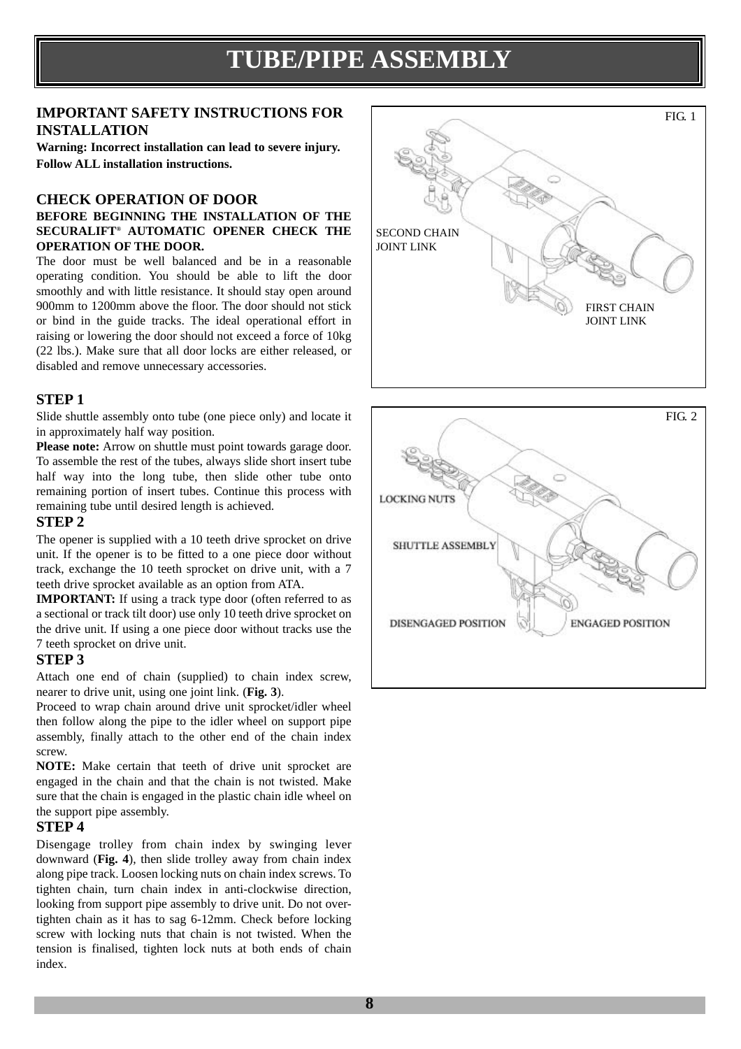// TUBE/PIPE ASSEMBLY

## IMPORTANT SAFETY INSTRUCTIONS FOR INSTALLATION

**Warning: Incorrect installation can lead to severe injury. Follow ALL installation instructions.**

## CHECK OPERATION OF DOOR

**BEFORE BEGINNING THE INSTALLATION OF THE SECURALIFT® AUTOMATIC OPENER CHECK THE OPERATION OF THE DOOR.**

The door must be well balanced and be in a reasonable operating condition. You should be able to lift the door smoothly and with little resistance. It should stay open around 900mm to 1200mm above the floor. The door should not stick or bind in the guide tracks. The ideal operational effort in raising or lowering the door should not exceed a force of 10kg (22 lbs.). Make sure that all door locks are either released, or disabled and remove unnecessary accessories.

### STEP 1

Slide shuttle assembly onto tube (one piece only) and locate it in approximately half way position.

**Please note:** Arrow on shuttle must point towards garage door. To assemble the rest of the tubes, always slide short insert tube half way into the long tube, then slide other tube onto remaining portion of insert tubes. Continue this process with remaining tube until desired length is achieved.

### STEP 2

The opener is supplied with a 10 teeth drive sprocket on drive unit. If the opener is to be fitted to a one piece door without track, exchange the 10 teeth sprocket on drive unit, with a 7 teeth drive sprocket available as an option from ATA.

**IMPORTANT:** If using a track type door (often referred to as a sectional or track tilt door) use only 10 teeth drive sprocket on the drive unit. If using a one piece door without tracks use the 7 teeth sprocket on drive unit.

### STEP 3

Attach one end of chain (supplied) to chain index screw, nearer to drive unit, using one joint link. (**Fig. 3**).

Proceed to wrap chain around drive unit sprocket/idler wheel then follow along the pipe to the idler wheel on support pipe assembly, finally attach to the other end of the chain index screw.

**NOTE:** Make certain that teeth of drive unit sprocket are engaged in the chain and that the chain is not twisted. Make sure that the chain is engaged in the plastic chain idle wheel on the support pipe assembly.

### STEP 4

Disengage trolley from chain index by swinging lever downward (**Fig. 4**), then slide trolley away from chain index along pipe track. Loosen locking nuts on chain index screws. To tighten chain, turn chain index in anti-clockwise direction, looking from support pipe assembly to drive unit. Do not over-tighten chain as it has to sag 6-12mm. Check before locking screw with locking nuts that chain is not twisted. When the tension is finalised, tighten lock nuts at both ends of chain index.

FIG. 1

SECOND CHAIN JOINT LINK

FIRST CHAIN JOINT LINK

FIG. 2

LOCKING NUTS

SHUTTLE ASSEMBLY

DISENGAGED POSITION

ENGAGED POSITION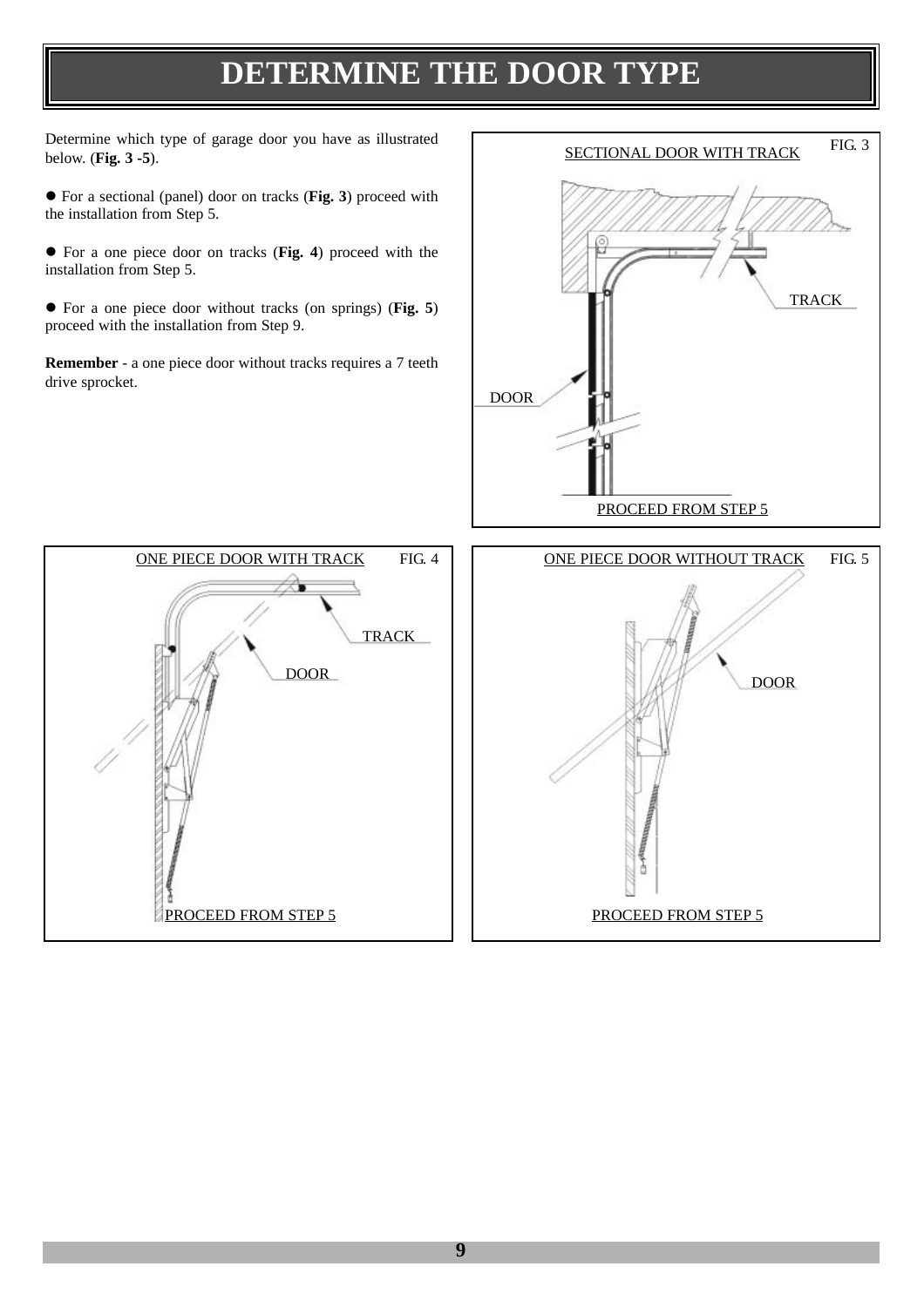# DETERMINE THE DOOR TYPE

Determine which type of garage door you have as illustrated below. (**Fig. 3 -5**).

- For a sectional (panel) door on tracks (**Fig. 3**) proceed with the installation from Step 5.
- For a one piece door on tracks (**Fig. 4**) proceed with the installation from Step 5.
- For a one piece door without tracks (on springs) (**Fig. 5**) proceed with the installation from Step 9.

**Remember** - a one piece door without tracks requires a 7 teeth drive sprocket.

SECTIONAL DOOR WITH TRACK

FIG. 3

TRACK

DOOR

PROCEED FROM STEP 5

ONE PIECE DOOR WITH TRACK

FIG. 4

TRACK

DOOR

PROCEED FROM STEP 5

ONE PIECE DOOR WITHOUT TRACK

FIG. 5

DOOR

PROCEED FROM STEP 5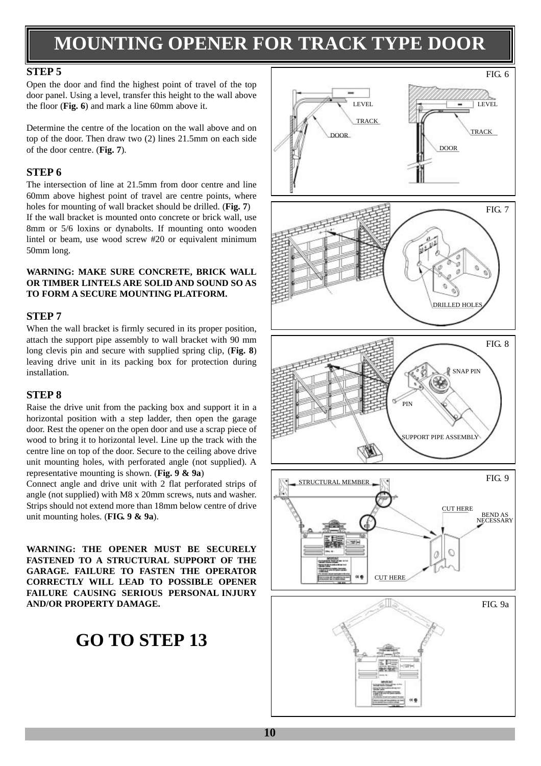# MOUNTING OPENER FOR TRACK TYPE DOOR

### STEP 5

Open the door and find the highest point of travel of the top door panel. Using a level, transfer this height to the wall above the floor (**Fig. 6**) and mark a line 60mm above it.

Determine the centre of the location on the wall above and on top of the door. Then draw two (2) lines 21.5mm on each side of the door centre. (**Fig. 7**).

### STEP 6

The intersection of line at 21.5mm from door centre and line 60mm above highest point of travel are centre points, where holes for mounting of wall bracket should be drilled. (**Fig. 7**)
If the wall bracket is mounted onto concrete or brick wall, use 8mm or 5/6 loxins or dynabolts. If mounting onto wooden lintel or beam, use wood screw #20 or equivalent minimum 50mm long.

**WARNING: MAKE SURE CONCRETE, BRICK WALL OR TIMBER LINTELS ARE SOLID AND SOUND SO AS TO FORM A SECURE MOUNTING PLATFORM.**

### STEP 7

When the wall bracket is firmly secured in its proper position, attach the support pipe assembly to wall bracket with 90 mm long clevis pin and secure with supplied spring clip, (**Fig. 8**) leaving drive unit in its packing box for protection during installation.

### STEP 8

Raise the drive unit from the packing box and support it in a horizontal position with a step ladder, then open the garage door. Rest the opener on the open door and use a scrap piece of wood to bring it to horizontal level. Line up the track with the centre line on top of the door. Secure to the ceiling above drive unit mounting holes, with perforated angle (not supplied). A representative mounting is shown. (**Fig. 9 & 9a**)
Connect angle and drive unit with 2 flat perforated strips of angle (not supplied) with M8 x 20mm screws, nuts and washer. Strips should not extend more than 18mm below centre of drive unit mounting holes. (**FIG. 9 & 9a**).

**WARNING: THE OPENER MUST BE SECURELY FASTENED TO A STRUCTURAL SUPPORT OF THE GARAGE. FAILURE TO FASTEN THE OPERATOR CORRECTLY WILL LEAD TO POSSIBLE OPENER FAILURE CAUSING SERIOUS PERSONAL INJURY AND/OR PROPERTY DAMAGE.**

## GO TO STEP 13

FIG. 6

FIG. 7

FIG. 8

FIG. 9

FIG. 9a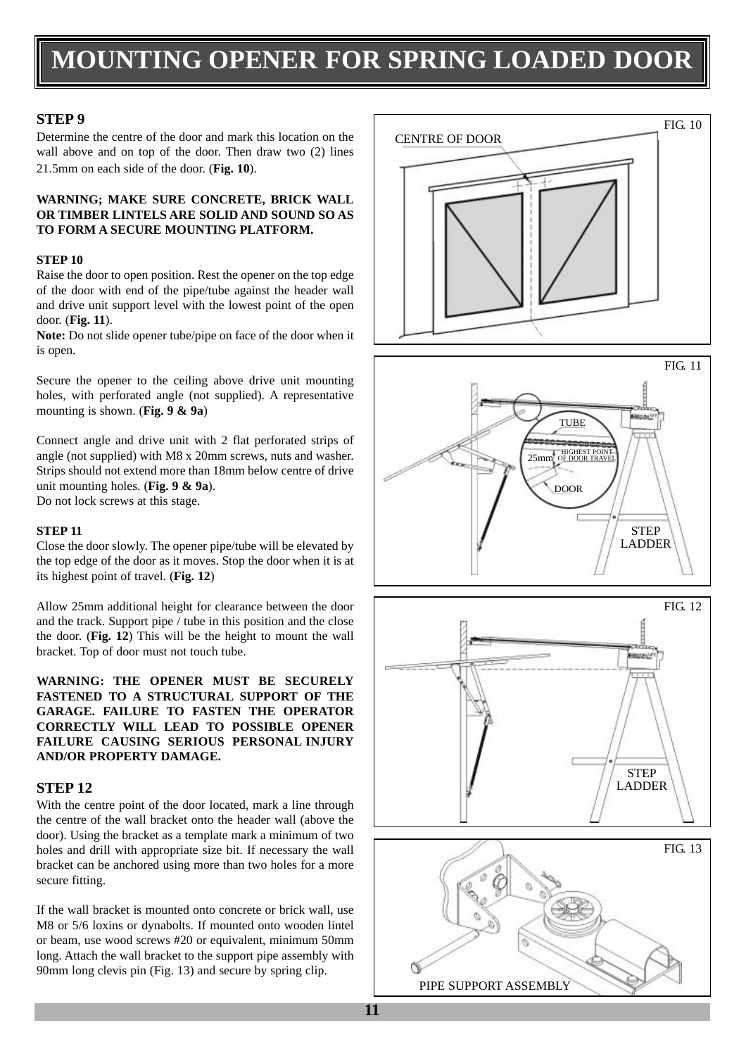# MOUNTING OPENER FOR SPRING LOADED DOOR

## STEP 9

Determine the centre of the door and mark this location on the wall above and on top of the door. Then draw two (2) lines 21.5mm on each side of the door. (**Fig. 10**).

**WARNING; MAKE SURE CONCRETE, BRICK WALL OR TIMBER LINTELS ARE SOLID AND SOUND SO AS TO FORM A SECURE MOUNTING PLATFORM.**

### STEP 10

Raise the door to open position. Rest the opener on the top edge of the door with end of the pipe/tube against the header wall and drive unit support level with the lowest point of the open door. (**Fig. 11**).

**Note:** Do not slide opener tube/pipe on face of the door when it is open.

Secure the opener to the ceiling above drive unit mounting holes, with perforated angle (not supplied). A representative mounting is shown. (**Fig. 9 & 9a**)

Connect angle and drive unit with 2 flat perforated strips of angle (not supplied) with M8 x 20mm screws, nuts and washer. Strips should not extend more than 18mm below centre of drive unit mounting holes. (**Fig. 9 & 9a**).
Do not lock screws at this stage.

### STEP 11

Close the door slowly. The opener pipe/tube will be elevated by the top edge of the door as it moves. Stop the door when it is at its highest point of travel. (**Fig. 12**)

Allow 25mm additional height for clearance between the door and the track. Support pipe / tube in this position and the close the door. (**Fig. 12**) This will be the height to mount the wall bracket. Top of door must not touch tube.

**WARNING: THE OPENER MUST BE SECURELY FASTENED TO A STRUCTURAL SUPPORT OF THE GARAGE. FAILURE TO FASTEN THE OPERATOR CORRECTLY WILL LEAD TO POSSIBLE OPENER FAILURE CAUSING SERIOUS PERSONAL INJURY AND/OR PROPERTY DAMAGE.**

## STEP 12

With the centre point of the door located, mark a line through the centre of the wall bracket onto the header wall (above the door). Using the bracket as a template mark a minimum of two holes and drill with appropriate size bit. If necessary the wall bracket can be anchored using more than two holes for a more secure fitting.

If the wall bracket is mounted onto concrete or brick wall, use M8 or 5/6 loxins or dynabolts. If mounted onto wooden lintel or beam, use wood screws #20 or equivalent, minimum 50mm long. Attach the wall bracket to the support pipe assembly with 90mm long clevis pin (Fig. 13) and secure by spring clip.

FIG. 10 — CENTRE OF DOOR

FIG. 11 — TUBE, 25mm, HIGHEST POINT OF DOOR TRAVEL, DOOR, STEP LADDER

FIG. 12 — STEP LADDER

FIG. 13 — PIPE SUPPORT ASSEMBLY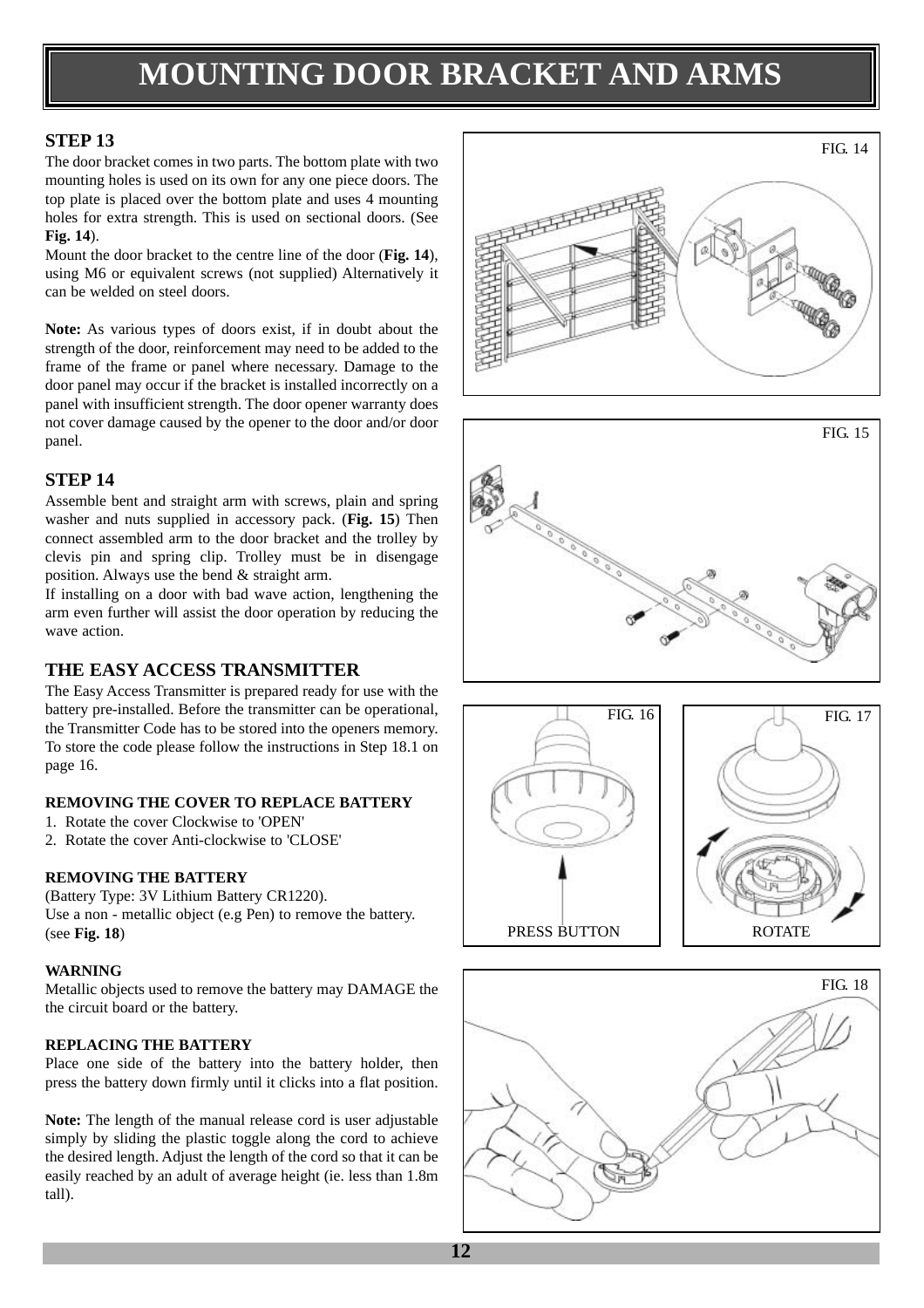# MOUNTING DOOR BRACKET AND ARMS

### STEP 13

The door bracket comes in two parts. The bottom plate with two mounting holes is used on its own for any one piece doors. The top plate is placed over the bottom plate and uses 4 mounting holes for extra strength. This is used on sectional doors. (See **Fig. 14**).

Mount the door bracket to the centre line of the door (**Fig. 14**), using M6 or equivalent screws (not supplied) Alternatively it can be welded on steel doors.

**Note:** As various types of doors exist, if in doubt about the strength of the door, reinforcement may need to be added to the frame of the frame or panel where necessary. Damage to the door panel may occur if the bracket is installed incorrectly on a panel with insufficient strength. The door opener warranty does not cover damage caused by the opener to the door and/or door panel.

### STEP 14

Assemble bent and straight arm with screws, plain and spring washer and nuts supplied in accessory pack. (**Fig. 15**) Then connect assembled arm to the door bracket and the trolley by clevis pin and spring clip. Trolley must be in disengage position. Always use the bend & straight arm.

If installing on a door with bad wave action, lengthening the arm even further will assist the door operation by reducing the wave action.

### THE EASY ACCESS TRANSMITTER

The Easy Access Transmitter is prepared ready for use with the battery pre-installed. Before the transmitter can be operational, the Transmitter Code has to be stored into the openers memory. To store the code please follow the instructions in Step 18.1 on page 16.

#### REMOVING THE COVER TO REPLACE BATTERY

1. Rotate the cover Clockwise to 'OPEN'
2. Rotate the cover Anti-clockwise to 'CLOSE'

#### REMOVING THE BATTERY

(Battery Type: 3V Lithium Battery CR1220).
Use a non - metallic object (e.g Pen) to remove the battery. (see **Fig. 18**)

#### WARNING

Metallic objects used to remove the battery may DAMAGE the the circuit board or the battery.

#### REPLACING THE BATTERY

Place one side of the battery into the battery holder, then press the battery down firmly until it clicks into a flat position.

**Note:** The length of the manual release cord is user adjustable simply by sliding the plastic toggle along the cord to achieve the desired length. Adjust the length of the cord so that it can be easily reached by an adult of average height (ie. less than 1.8m tall).

FIG. 14

FIG. 15

FIG. 16

PRESS BUTTON

FIG. 17

ROTATE

FIG. 18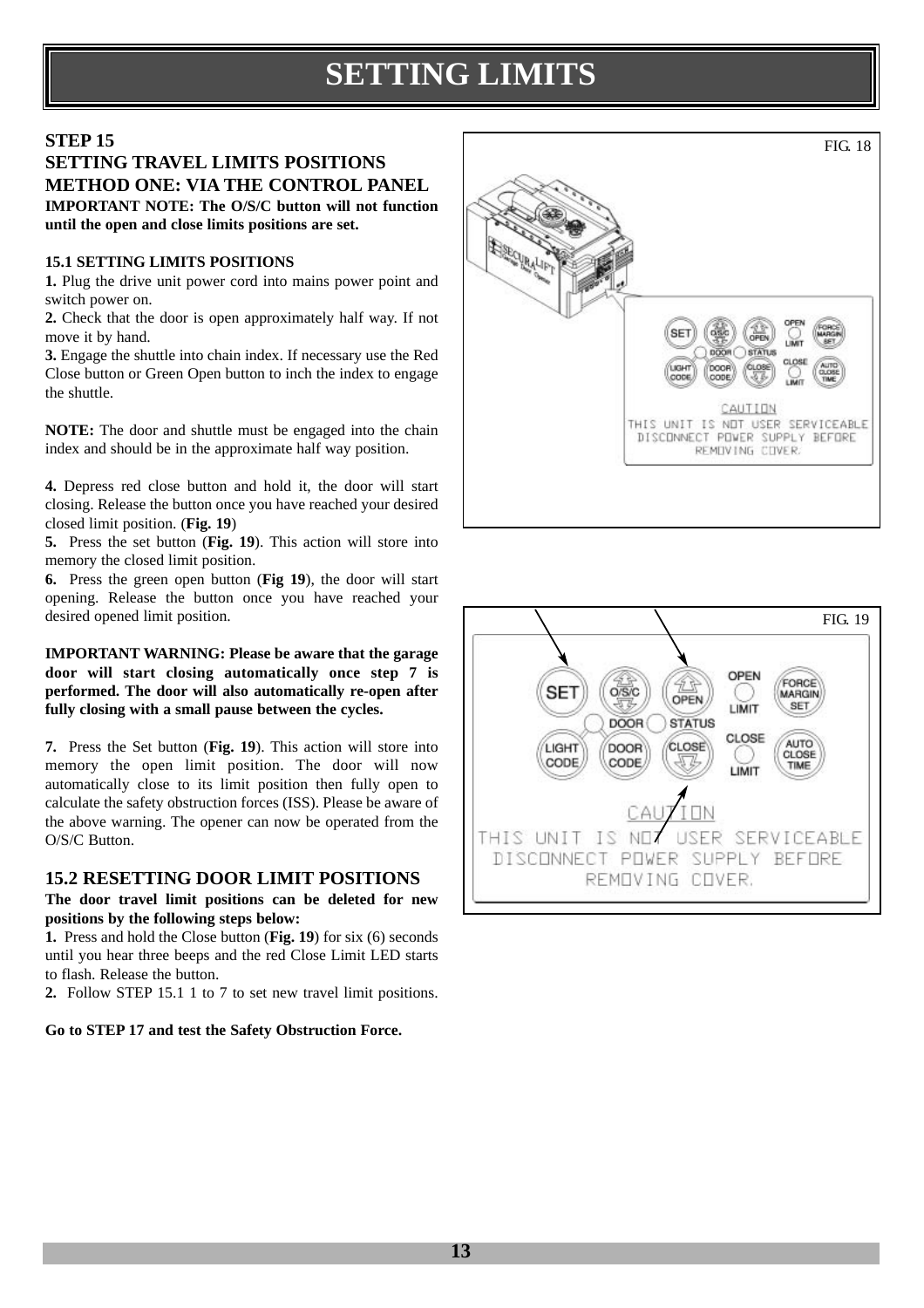# SETTING LIMITS

## STEP 15
## SETTING TRAVEL LIMITS POSITIONS
## METHOD ONE: VIA THE CONTROL PANEL

**IMPORTANT NOTE: The O/S/C button will not function until the open and close limits positions are set.**

### 15.1 SETTING LIMITS POSITIONS

**1.** Plug the drive unit power cord into mains power point and switch power on.

**2.** Check that the door is open approximately half way. If not move it by hand.

**3.** Engage the shuttle into chain index. If necessary use the Red Close button or Green Open button to inch the index to engage the shuttle.

**NOTE:** The door and shuttle must be engaged into the chain index and should be in the approximate half way position.

**4.** Depress red close button and hold it, the door will start closing. Release the button once you have reached your desired closed limit position. (**Fig. 19**)

**5.** Press the set button (**Fig. 19**). This action will store into memory the closed limit position.

**6.** Press the green open button (**Fig 19**), the door will start opening. Release the button once you have reached your desired opened limit position.

**IMPORTANT WARNING: Please be aware that the garage door will start closing automatically once step 7 is performed. The door will also automatically re-open after fully closing with a small pause between the cycles.**

**7.** Press the Set button (**Fig. 19**). This action will store into memory the open limit position. The door will now automatically close to its limit position then fully open to calculate the safety obstruction forces (ISS). Please be aware of the above warning. The opener can now be operated from the O/S/C Button.

### 15.2 RESETTING DOOR LIMIT POSITIONS

**The door travel limit positions can be deleted for new positions by the following steps below:**

**1.** Press and hold the Close button (**Fig. 19**) for six (6) seconds until you hear three beeps and the red Close Limit LED starts to flash. Release the button.

**2.** Follow STEP 15.1 1 to 7 to set new travel limit positions.

**Go to STEP 17 and test the Safety Obstruction Force.**

FIG. 18

SET | O/S/C | OPEN | OPEN LIMIT | FORCE MARGIN SET
DOOR | STATUS
LIGHT CODE | DOOR CODE | CLOSE | CLOSE LIMIT | AUTO CLOSE TIME

CAUTION
THIS UNIT IS NOT USER SERVICEABLE
DISCONNECT POWER SUPPLY BEFORE
REMOVING COVER.

FIG. 19

SET | O/S/C | OPEN | OPEN LIMIT | FORCE MARGIN SET
DOOR | STATUS
LIGHT CODE | DOOR CODE | CLOSE | CLOSE LIMIT | AUTO CLOSE TIME

CAUTION
THIS UNIT IS NOT USER SERVICEABLE
DISCONNECT POWER SUPPLY BEFORE
REMOVING COVER.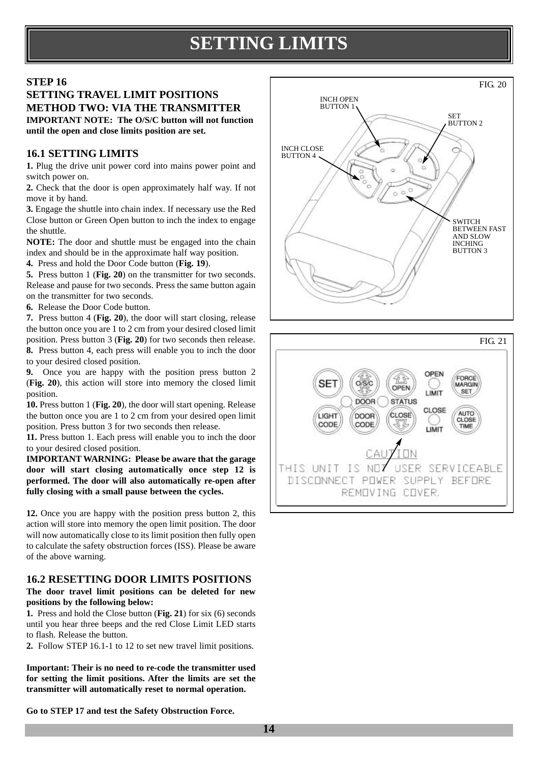# SETTING LIMITS

## STEP 16
## SETTING TRAVEL LIMIT POSITIONS
## METHOD TWO: VIA THE TRANSMITTER

**IMPORTANT NOTE: The O/S/C button will not function until the open and close limits position are set.**

### 16.1 SETTING LIMITS

**1.** Plug the drive unit power cord into mains power point and switch power on.

**2.** Check that the door is open approximately half way. If not move it by hand.

**3.** Engage the shuttle into chain index. If necessary use the Red Close button or Green Open button to inch the index to engage the shuttle.

**NOTE:** The door and shuttle must be engaged into the chain index and should be in the approximate half way position.

**4.** Press and hold the Door Code button (**Fig. 19**).

**5.** Press button 1 (**Fig. 20**) on the transmitter for two seconds. Release and pause for two seconds. Press the same button again on the transmitter for two seconds.

**6.** Release the Door Code button.

**7.** Press button 4 (**Fig. 20**), the door will start closing, release the button once you are 1 to 2 cm from your desired closed limit position. Press button 3 (**Fig. 20**) for two seconds then release.

**8.** Press button 4, each press will enable you to inch the door to your desired closed position.

**9.** Once you are happy with the position press button 2 (**Fig. 20**), this action will store into memory the closed limit position.

**10.** Press button 1 (**Fig. 20**), the door will start opening. Release the button once you are 1 to 2 cm from your desired open limit position. Press button 3 for two seconds then release.

**11.** Press button 1. Each press will enable you to inch the door to your desired closed position.

**IMPORTANT WARNING: Please be aware that the garage door will start closing automatically once step 12 is performed. The door will also automatically re-open after fully closing with a small pause between the cycles.**

**12.** Once you are happy with the position press button 2, this action will store into memory the open limit position. The door will now automatically close to its limit position then fully open to calculate the safety obstruction forces (ISS). Please be aware of the above warning.

### 16.2 RESETTING DOOR LIMITS POSITIONS

**The door travel limit positions can be deleted for new positions by the following below:**

**1.** Press and hold the Close button (**Fig. 21**) for six (6) seconds until you hear three beeps and the red Close Limit LED starts to flash. Release the button.

**2.** Follow STEP 16.1-1 to 12 to set new travel limit positions.

**Important: Their is no need to re-code the transmitter used for setting the limit positions. After the limits are set the transmitter will automatically reset to normal operation.**

**Go to STEP 17 and test the Safety Obstruction Force.**

FIG. 20

INCH OPEN BUTTON 1

SET BUTTON 2

INCH CLOSE BUTTON 4

SWITCH BETWEEN FAST AND SLOW INCHING BUTTON 3

FIG. 21

SET | O/S/C | OPEN | OPEN LIMIT | FORCE MARGIN SET | DOOR | STATUS | LIGHT CODE | DOOR CODE | CLOSE | CLOSE LIMIT | AUTO CLOSE TIME

CAUTION
THIS UNIT IS NOT USER SERVICEABLE
DISCONNECT POWER SUPPLY BEFORE
REMOVING COVER.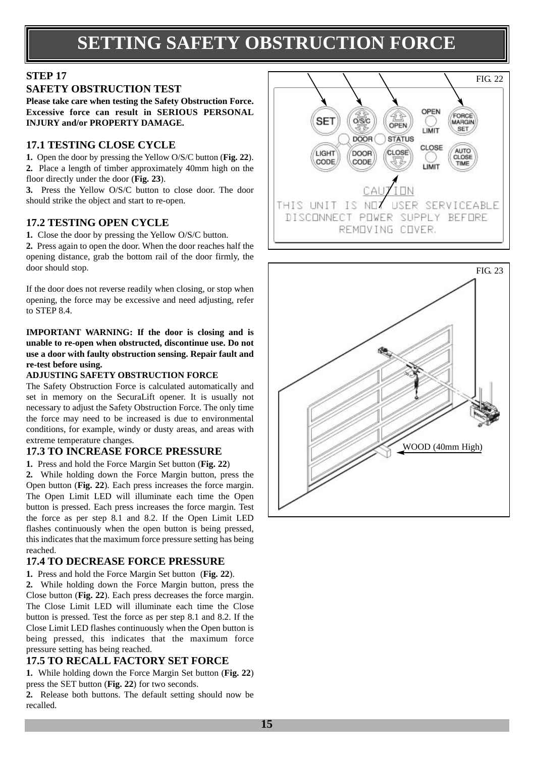# SETTING SAFETY OBSTRUCTION FORCE

### STEP 17
### SAFETY OBSTRUCTION TEST

**Please take care when testing the Safety Obstruction Force. Excessive force can result in SERIOUS PERSONAL INJURY and/or PROPERTY DAMAGE.**

### 17.1 TESTING CLOSE CYCLE

**1.** Open the door by pressing the Yellow O/S/C button (**Fig. 22**).
**2.** Place a length of timber approximately 40mm high on the floor directly under the door (**Fig. 23**).
**3.** Press the Yellow O/S/C button to close door. The door should strike the object and start to re-open.

### 17.2 TESTING OPEN CYCLE

**1.** Close the door by pressing the Yellow O/S/C button.
**2.** Press again to open the door. When the door reaches half the opening distance, grab the bottom rail of the door firmly, the door should stop.

If the door does not reverse readily when closing, or stop when opening, the force may be excessive and need adjusting, refer to STEP 8.4.

**IMPORTANT WARNING: If the door is closing and is unable to re-open when obstructed, discontinue use. Do not use a door with faulty obstruction sensing. Repair fault and re-test before using.**

**ADJUSTING SAFETY OBSTRUCTION FORCE**

The Safety Obstruction Force is calculated automatically and set in memory on the SecuraLift opener. It is usually not necessary to adjust the Safety Obstruction Force. The only time the force may need to be increased is due to environmental conditions, for example, windy or dusty areas, and areas with extreme temperature changes.

### 17.3 TO INCREASE FORCE PRESSURE

**1.** Press and hold the Force Margin Set button (**Fig. 22**)
**2.** While holding down the Force Margin button, press the Open button (**Fig. 22**). Each press increases the force margin. The Open Limit LED will illuminate each time the Open button is pressed. Each press increases the force margin. Test the force as per step 8.1 and 8.2. If the Open Limit LED flashes continuously when the open button is being pressed, this indicates that the maximum force pressure setting has being reached.

### 17.4 TO DECREASE FORCE PRESSURE

**1.** Press and hold the Force Margin Set button (**Fig. 22**).
**2.** While holding down the Force Margin button, press the Close button (**Fig. 22**). Each press decreases the force margin. The Close Limit LED will illuminate each time the Close button is pressed. Test the force as per step 8.1 and 8.2. If the Close Limit LED flashes continuously when the Open button is being pressed, this indicates that the maximum force pressure setting has being reached.

### 17.5 TO RECALL FACTORY SET FORCE

**1.** While holding down the Force Margin Set button (**Fig. 22**) press the SET button (**Fig. 22**) for two seconds.
**2.** Release both buttons. The default setting should now be recalled.

FIG. 22

SET | O/S/C | OPEN | OPEN LIMIT | FORCE MARGIN SET | DOOR | STATUS | LIGHT CODE | DOOR CODE | CLOSE | CLOSE LIMIT | AUTO CLOSE TIME

CAUTION
THIS UNIT IS NOT USER SERVICEABLE
DISCONNECT POWER SUPPLY BEFORE
REMOVING COVER.

FIG. 23

WOOD (40mm High)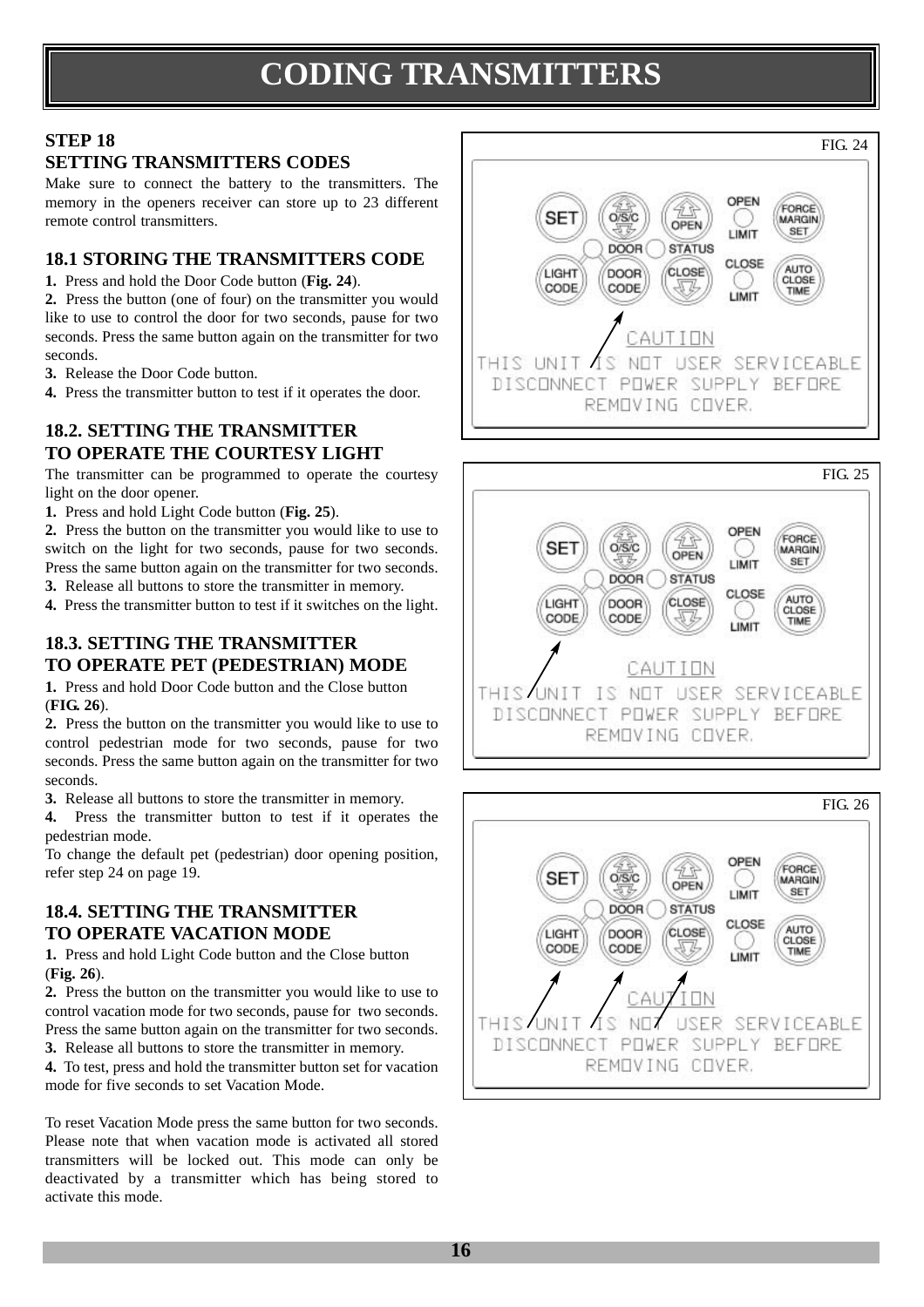# CODING TRANSMITTERS

## STEP 18
## SETTING TRANSMITTERS CODES

Make sure to connect the battery to the transmitters. The memory in the openers receiver can store up to 23 different remote control transmitters.

### 18.1 STORING THE TRANSMITTERS CODE

1. Press and hold the Door Code button (**Fig. 24**).
2. Press the button (one of four) on the transmitter you would like to use to control the door for two seconds, pause for two seconds. Press the same button again on the transmitter for two seconds.
3. Release the Door Code button.
4. Press the transmitter button to test if it operates the door.

### 18.2. SETTING THE TRANSMITTER TO OPERATE THE COURTESY LIGHT

The transmitter can be programmed to operate the courtesy light on the door opener.

1. Press and hold Light Code button (**Fig. 25**).
2. Press the button on the transmitter you would like to use to switch on the light for two seconds, pause for two seconds. Press the same button again on the transmitter for two seconds.
3. Release all buttons to store the transmitter in memory.
4. Press the transmitter button to test if it switches on the light.

### 18.3. SETTING THE TRANSMITTER TO OPERATE PET (PEDESTRIAN) MODE

1. Press and hold Door Code button and the Close button (**FIG. 26**).
2. Press the button on the transmitter you would like to use to control pedestrian mode for two seconds, pause for two seconds. Press the same button again on the transmitter for two seconds.
3. Release all buttons to store the transmitter in memory.
4. Press the transmitter button to test if it operates the pedestrian mode.

To change the default pet (pedestrian) door opening position, refer step 24 on page 19.

### 18.4. SETTING THE TRANSMITTER TO OPERATE VACATION MODE

1. Press and hold Light Code button and the Close button (**Fig. 26**).
2. Press the button on the transmitter you would like to use to control vacation mode for two seconds, pause for two seconds. Press the same button again on the transmitter for two seconds.
3. Release all buttons to store the transmitter in memory.
4. To test, press and hold the transmitter button set for vacation mode for five seconds to set Vacation Mode.

To reset Vacation Mode press the same button for two seconds. Please note that when vacation mode is activated all stored transmitters will be locked out. This mode can only be deactivated by a transmitter which has being stored to activate this mode.

FIG. 24

SET | O/S/C | OPEN | OPEN LIMIT | FORCE MARGIN SET | DOOR | STATUS | LIGHT CODE | DOOR CODE | CLOSE | CLOSE LIMIT | AUTO CLOSE TIME

CAUTION
THIS UNIT IS NOT USER SERVICEABLE
DISCONNECT POWER SUPPLY BEFORE
REMOVING COVER.

FIG. 25

SET | O/S/C | OPEN | OPEN LIMIT | FORCE MARGIN SET | DOOR | STATUS | LIGHT CODE | DOOR CODE | CLOSE | CLOSE LIMIT | AUTO CLOSE TIME

CAUTION
THIS UNIT IS NOT USER SERVICEABLE
DISCONNECT POWER SUPPLY BEFORE
REMOVING COVER.

FIG. 26

SET | O/S/C | OPEN | OPEN LIMIT | FORCE MARGIN SET | DOOR | STATUS | LIGHT CODE | DOOR CODE | CLOSE | CLOSE LIMIT | AUTO CLOSE TIME

CAUTION
THIS UNIT IS NOT USER SERVICEABLE
DISCONNECT POWER SUPPLY BEFORE
REMOVING COVER.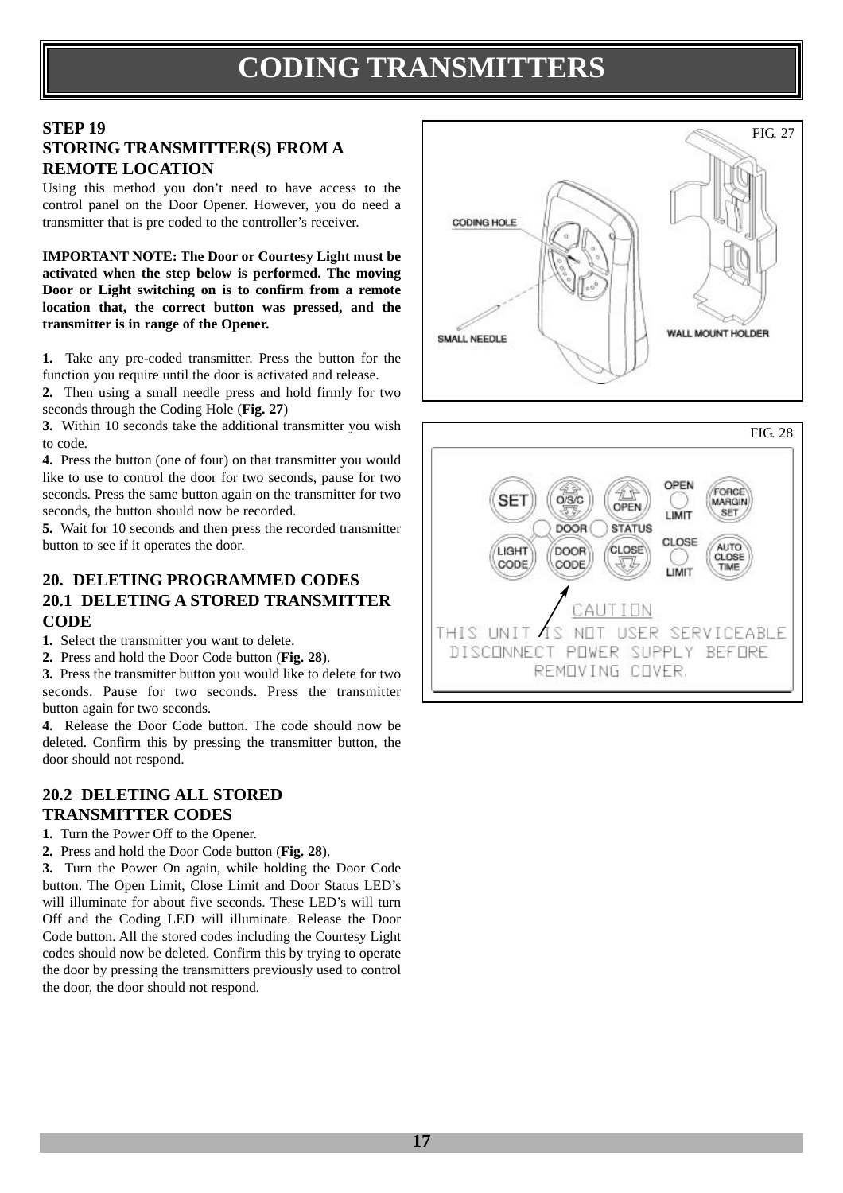# CODING TRANSMITTERS

## STEP 19
## STORING TRANSMITTER(S) FROM A REMOTE LOCATION

Using this method you don't need to have access to the control panel on the Door Opener. However, you do need a transmitter that is pre coded to the controller's receiver.

**IMPORTANT NOTE: The Door or Courtesy Light must be activated when the step below is performed. The moving Door or Light switching on is to confirm from a remote location that, the correct button was pressed, and the transmitter is in range of the Opener.**

**1.** Take any pre-coded transmitter. Press the button for the function you require until the door is activated and release.
**2.** Then using a small needle press and hold firmly for two seconds through the Coding Hole (**Fig. 27**)
**3.** Within 10 seconds take the additional transmitter you wish to code.
**4.** Press the button (one of four) on that transmitter you would like to use to control the door for two seconds, pause for two seconds. Press the same button again on the transmitter for two seconds, the button should now be recorded.
**5.** Wait for 10 seconds and then press the recorded transmitter button to see if it operates the door.

## 20. DELETING PROGRAMMED CODES
## 20.1 DELETING A STORED TRANSMITTER CODE

**1.** Select the transmitter you want to delete.
**2.** Press and hold the Door Code button (**Fig. 28**).
**3.** Press the transmitter button you would like to delete for two seconds. Pause for two seconds. Press the transmitter button again for two seconds.
**4.** Release the Door Code button. The code should now be deleted. Confirm this by pressing the transmitter button, the door should not respond.

## 20.2 DELETING ALL STORED TRANSMITTER CODES

**1.** Turn the Power Off to the Opener.
**2.** Press and hold the Door Code button (**Fig. 28**).
**3.** Turn the Power On again, while holding the Door Code button. The Open Limit, Close Limit and Door Status LED's will illuminate for about five seconds. These LED's will turn Off and the Coding LED will illuminate. Release the Door Code button. All the stored codes including the Courtesy Light codes should now be deleted. Confirm this by trying to operate the door by pressing the transmitters previously used to control the door, the door should not respond.

FIG. 27

CODING HOLE

SMALL NEEDLE

WALL MOUNT HOLDER

FIG. 28

SET | O/S/C | OPEN | OPEN LIMIT | FORCE MARGIN SET

DOOR | STATUS

LIGHT CODE | DOOR CODE | CLOSE | CLOSE LIMIT | AUTO CLOSE TIME

CAUTION
THIS UNIT IS NOT USER SERVICEABLE
DISCONNECT POWER SUPPLY BEFORE
REMOVING COVER.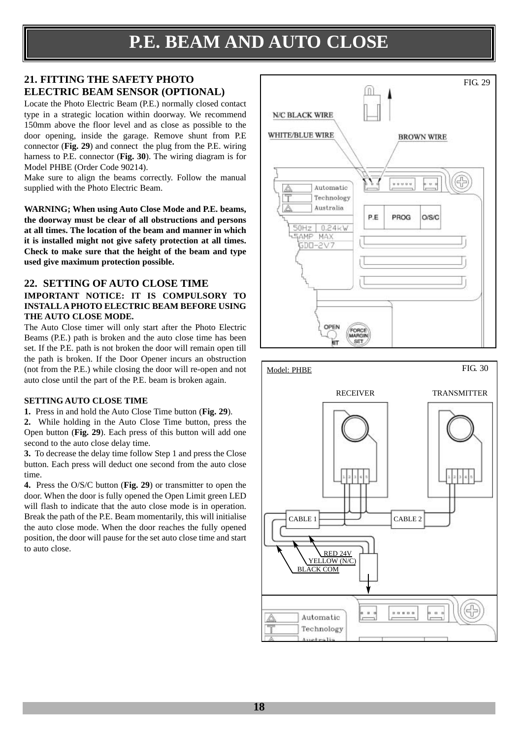# P.E. BEAM AND AUTO CLOSE

## 21. FITTING THE SAFETY PHOTO ELECTRIC BEAM SENSOR (OPTIONAL)

Locate the Photo Electric Beam (P.E.) normally closed contact type in a strategic location within doorway. We recommend 150mm above the floor level and as close as possible to the door opening, inside the garage. Remove shunt from P.E connector (**Fig. 29**) and connect the plug from the P.E. wiring harness to P.E. connector (**Fig. 30**). The wiring diagram is for Model PHBE (Order Code 90214).

Make sure to align the beams correctly. Follow the manual supplied with the Photo Electric Beam.

**WARNING; When using Auto Close Mode and P.E. beams, the doorway must be clear of all obstructions and persons at all times. The location of the beam and manner in which it is installed might not give safety protection at all times. Check to make sure that the height of the beam and type used give maximum protection possible.**

## 22. SETTING OF AUTO CLOSE TIME

**IMPORTANT NOTICE: IT IS COMPULSORY TO INSTALL A PHOTO ELECTRIC BEAM BEFORE USING THE AUTO CLOSE MODE.**

The Auto Close timer will only start after the Photo Electric Beams (P.E.) path is broken and the auto close time has been set. If the P.E. path is not broken the door will remain open till the path is broken. If the Door Opener incurs an obstruction (not from the P.E.) while closing the door will re-open and not auto close until the part of the P.E. beam is broken again.

**SETTING AUTO CLOSE TIME**

**1.** Press in and hold the Auto Close Time button (**Fig. 29**).

**2.** While holding in the Auto Close Time button, press the Open button (**Fig. 29**). Each press of this button will add one second to the auto close delay time.

**3.** To decrease the delay time follow Step 1 and press the Close button. Each press will deduct one second from the auto close time.

**4.** Press the O/S/C button (**Fig. 29**) or transmitter to open the door. When the door is fully opened the Open Limit green LED will flash to indicate that the auto close mode is in operation. Break the path of the P.E. Beam momentarily, this will initialise the auto close mode. When the door reaches the fully opened position, the door will pause for the set auto close time and start to auto close.

FIG. 29

N/C BLACK WIRE
WHITE/BLUE WIRE
BROWN WIRE
Automatic Technology Australia
50Hz 0.24kW
5AMP MAX
GDO-2V7
P.E
PROG
O/S/C
OPEN
FORCE MARGIN SET

FIG. 30

Model: PHBE

RECEIVER
TRANSMITTER
CABLE 1
CABLE 2
RED 24V
YELLOW (N/C)
BLACK COM
Automatic Technology Australia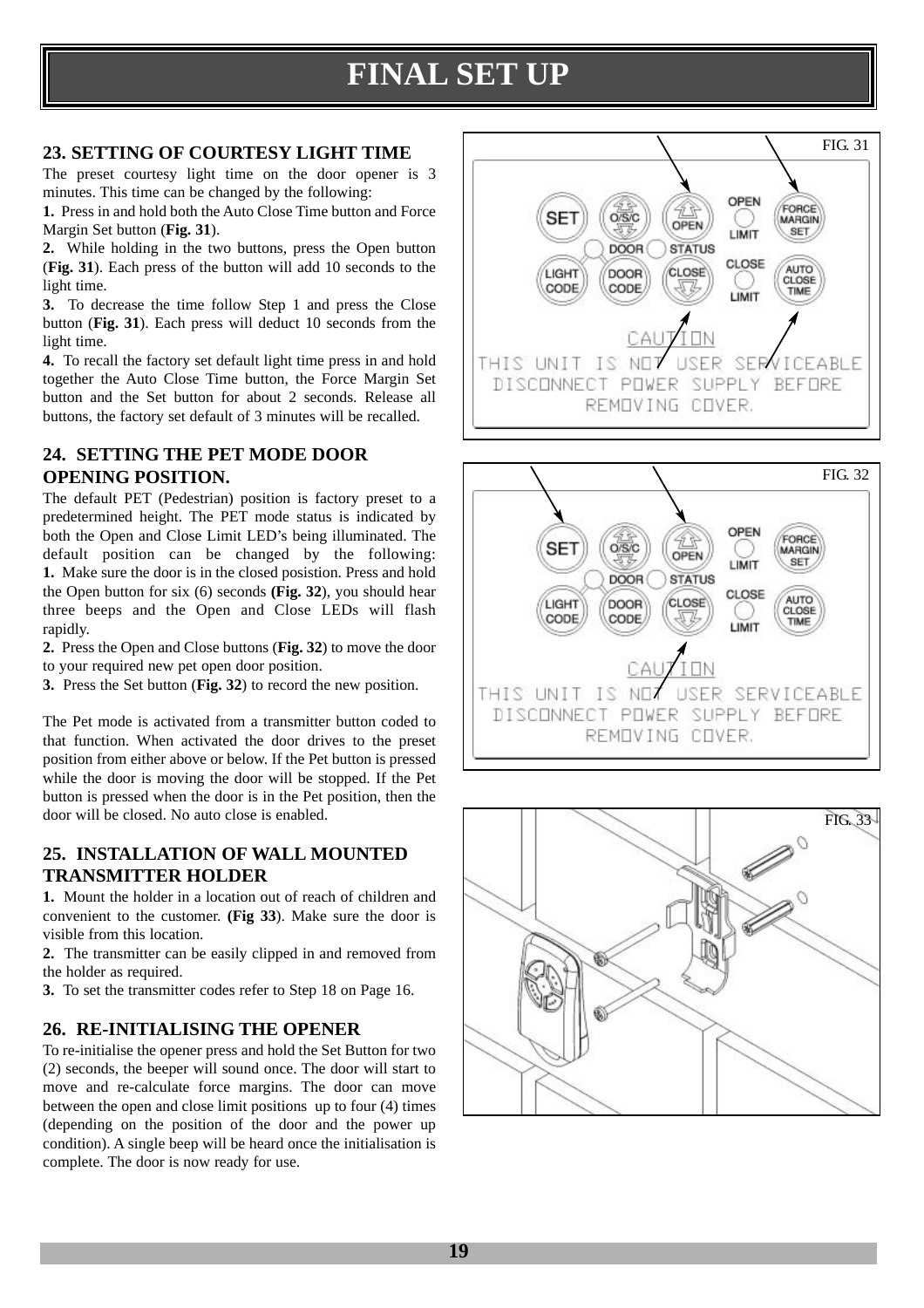# FINAL SET UP

## 23. SETTING OF COURTESY LIGHT TIME

The preset courtesy light time on the door opener is 3 minutes. This time can be changed by the following:

**1.** Press in and hold both the Auto Close Time button and Force Margin Set button (**Fig. 31**).

**2.** While holding in the two buttons, press the Open button (**Fig. 31**). Each press of the button will add 10 seconds to the light time.

**3.** To decrease the time follow Step 1 and press the Close button (**Fig. 31**). Each press will deduct 10 seconds from the light time.

**4.** To recall the factory set default light time press in and hold together the Auto Close Time button, the Force Margin Set button and the Set button for about 2 seconds. Release all buttons, the factory set default of 3 minutes will be recalled.

## 24. SETTING THE PET MODE DOOR OPENING POSITION.

The default PET (Pedestrian) position is factory preset to a predetermined height. The PET mode status is indicated by both the Open and Close Limit LED's being illuminated. The default position can be changed by the following:

**1.** Make sure the door is in the closed posistion. Press and hold the Open button for six (6) seconds **(Fig. 32)**, you should hear three beeps and the Open and Close LEDs will flash rapidly.

**2.** Press the Open and Close buttons (**Fig. 32**) to move the door to your required new pet open door position.

**3.** Press the Set button (**Fig. 32**) to record the new position.

The Pet mode is activated from a transmitter button coded to that function. When activated the door drives to the preset position from either above or below. If the Pet button is pressed while the door is moving the door will be stopped. If the Pet button is pressed when the door is in the Pet position, then the door will be closed. No auto close is enabled.

## 25. INSTALLATION OF WALL MOUNTED TRANSMITTER HOLDER

**1.** Mount the holder in a location out of reach of children and convenient to the customer. **(Fig 33)**. Make sure the door is visible from this location.

**2.** The transmitter can be easily clipped in and removed from the holder as required.

**3.** To set the transmitter codes refer to Step 18 on Page 16.

## 26. RE-INITIALISING THE OPENER

To re-initialise the opener press and hold the Set Button for two (2) seconds, the beeper will sound once. The door will start to move and re-calculate force margins. The door can move between the open and close limit positions up to four (4) times (depending on the position of the door and the power up condition). A single beep will be heard once the initialisation is complete. The door is now ready for use.

FIG. 31

FIG. 32

FIG. 33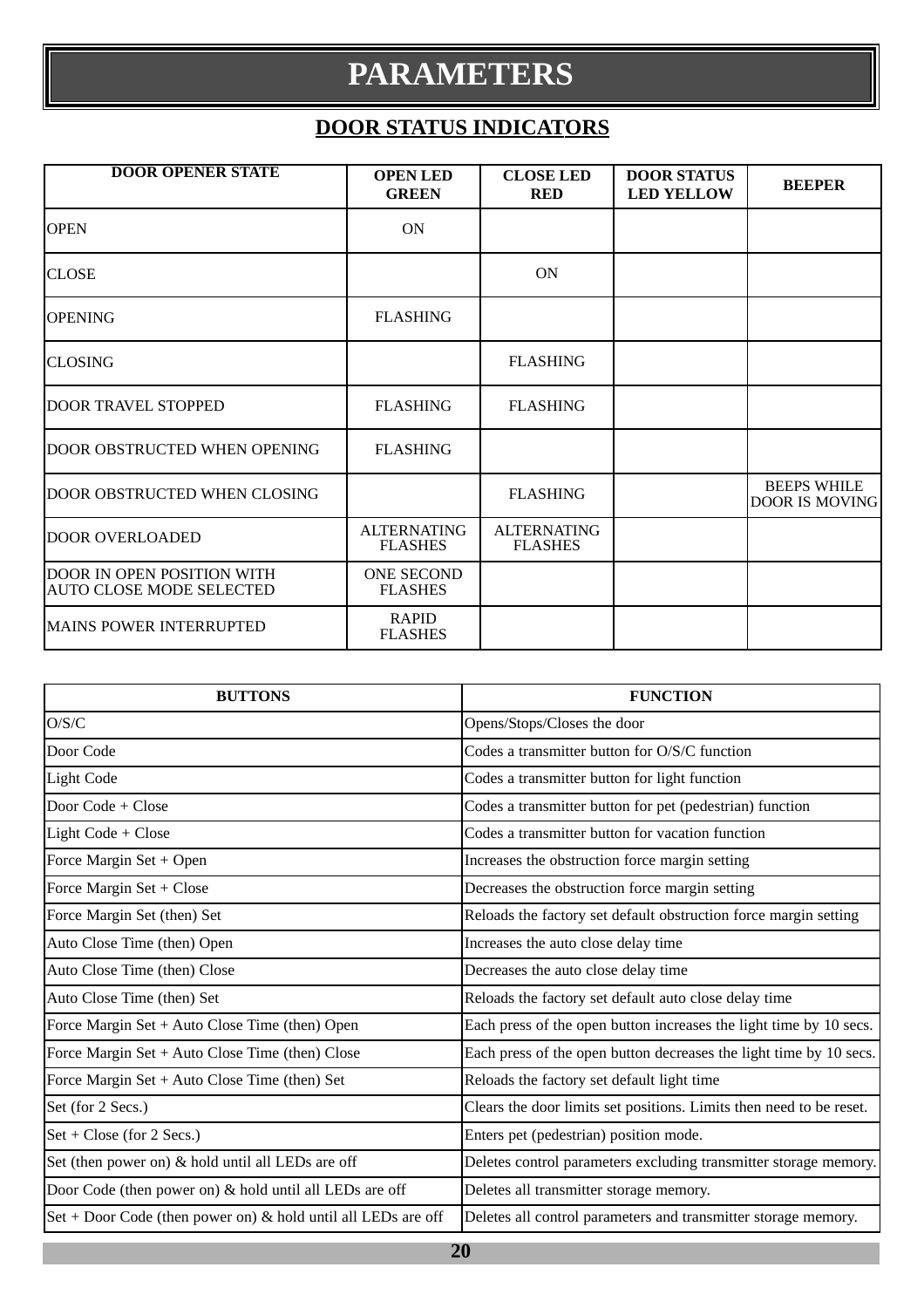# PARAMETERS

## DOOR STATUS INDICATORS

| DOOR OPENER STATE | OPEN LED GREEN | CLOSE LED RED | DOOR STATUS LED YELLOW | BEEPER |
|---|---|---|---|---|
| OPEN | ON | | | |
| CLOSE | | ON | | |
| OPENING | FLASHING | | | |
| CLOSING | | FLASHING | | |
| DOOR TRAVEL STOPPED | FLASHING | FLASHING | | |
| DOOR OBSTRUCTED WHEN OPENING | FLASHING | | | |
| DOOR OBSTRUCTED WHEN CLOSING | | FLASHING | | BEEPS WHILE DOOR IS MOVING |
| DOOR OVERLOADED | ALTERNATING FLASHES | ALTERNATING FLASHES | | |
| DOOR IN OPEN POSITION WITH AUTO CLOSE MODE SELECTED | ONE SECOND FLASHES | | | |
| MAINS POWER INTERRUPTED | RAPID FLASHES | | | |

| BUTTONS | FUNCTION |
|---|---|
| O/S/C | Opens/Stops/Closes the door |
| Door Code | Codes a transmitter button for O/S/C function |
| Light Code | Codes a transmitter button for light function |
| Door Code + Close | Codes a transmitter button for pet (pedestrian) function |
| Light Code + Close | Codes a transmitter button for vacation function |
| Force Margin Set + Open | Increases the obstruction force margin setting |
| Force Margin Set + Close | Decreases the obstruction force margin setting |
| Force Margin Set (then) Set | Reloads the factory set default obstruction force margin setting |
| Auto Close Time (then) Open | Increases the auto close delay time |
| Auto Close Time (then) Close | Decreases the auto close delay time |
| Auto Close Time (then) Set | Reloads the factory set default auto close delay time |
| Force Margin Set + Auto Close Time (then) Open | Each press of the open button increases the light time by 10 secs. |
| Force Margin Set + Auto Close Time (then) Close | Each press of the open button decreases the light time by 10 secs. |
| Force Margin Set + Auto Close Time (then) Set | Reloads the factory set default light time |
| Set (for 2 Secs.) | Clears the door limits set positions. Limits then need to be reset. |
| Set + Close (for 2 Secs.) | Enters pet (pedestrian) position mode. |
| Set (then power on) & hold until all LEDs are off | Deletes control parameters excluding transmitter storage memory. |
| Door Code (then power on) & hold until all LEDs are off | Deletes all transmitter storage memory. |
| Set + Door Code (then power on) & hold until all LEDs are off | Deletes all control parameters and transmitter storage memory. |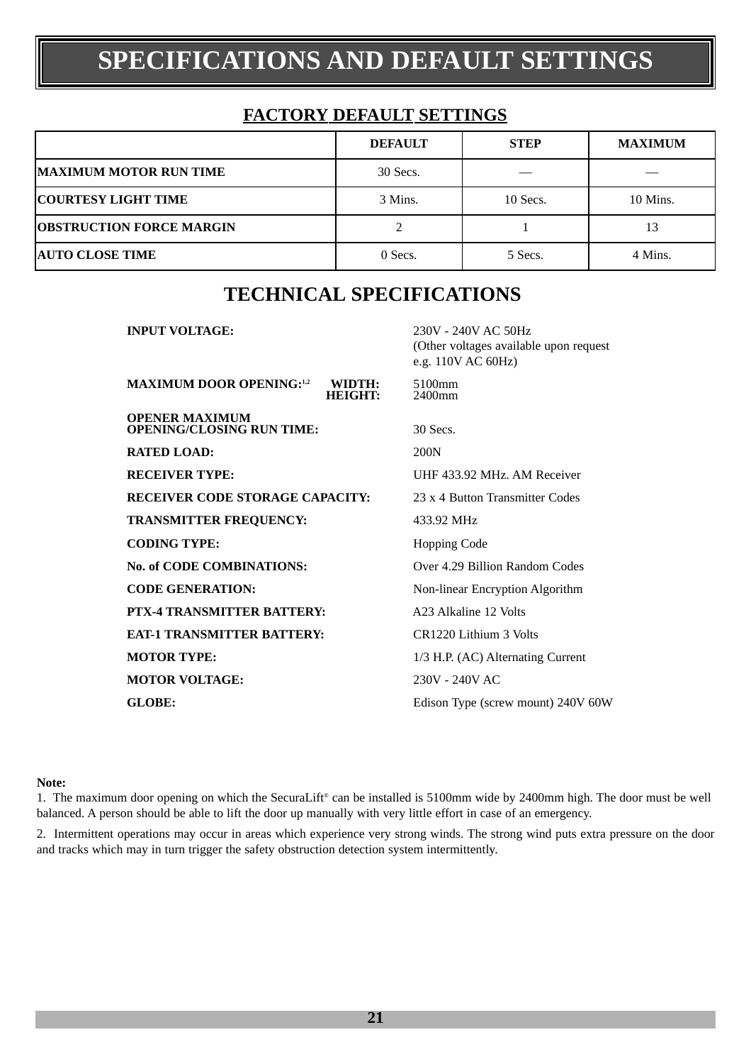# SPECIFICATIONS AND DEFAULT SETTINGS

## FACTORY DEFAULT SETTINGS

| | DEFAULT | STEP | MAXIMUM |
|---|---|---|---|
| **MAXIMUM MOTOR RUN TIME** | 30 Secs. | — | — |
| **COURTESY LIGHT TIME** | 3 Mins. | 10 Secs. | 10 Mins. |
| **OBSTRUCTION FORCE MARGIN** | 2 | 1 | 13 |
| **AUTO CLOSE TIME** | 0 Secs. | 5 Secs. | 4 Mins. |

## TECHNICAL SPECIFICATIONS

| | |
|---|---|
| **INPUT VOLTAGE:** | 230V - 240V AC 50Hz (Other voltages available upon request e.g. 110V AC 60Hz) |
| **MAXIMUM DOOR OPENING:**[1,2] **WIDTH:** | 5100mm |
| **HEIGHT:** | 2400mm |
| **OPENER MAXIMUM OPENING/CLOSING RUN TIME:** | 30 Secs. |
| **RATED LOAD:** | 200N |
| **RECEIVER TYPE:** | UHF 433.92 MHz. AM Receiver |
| **RECEIVER CODE STORAGE CAPACITY:** | 23 x 4 Button Transmitter Codes |
| **TRANSMITTER FREQUENCY:** | 433.92 MHz |
| **CODING TYPE:** | Hopping Code |
| **No. of CODE COMBINATIONS:** | Over 4.29 Billion Random Codes |
| **CODE GENERATION:** | Non-linear Encryption Algorithm |
| **PTX-4 TRANSMITTER BATTERY:** | A23 Alkaline 12 Volts |
| **EAT-1 TRANSMITTER BATTERY:** | CR1220 Lithium 3 Volts |
| **MOTOR TYPE:** | 1/3 H.P. (AC) Alternating Current |
| **MOTOR VOLTAGE:** | 230V - 240V AC |
| **GLOBE:** | Edison Type (screw mount) 240V 60W |

**Note:**

1. The maximum door opening on which the SecuraLift® can be installed is 5100mm wide by 2400mm high. The door must be well balanced. A person should be able to lift the door up manually with very little effort in case of an emergency.

2. Intermittent operations may occur in areas which experience very strong winds. The strong wind puts extra pressure on the door and tracks which may in turn trigger the safety obstruction detection system intermittently.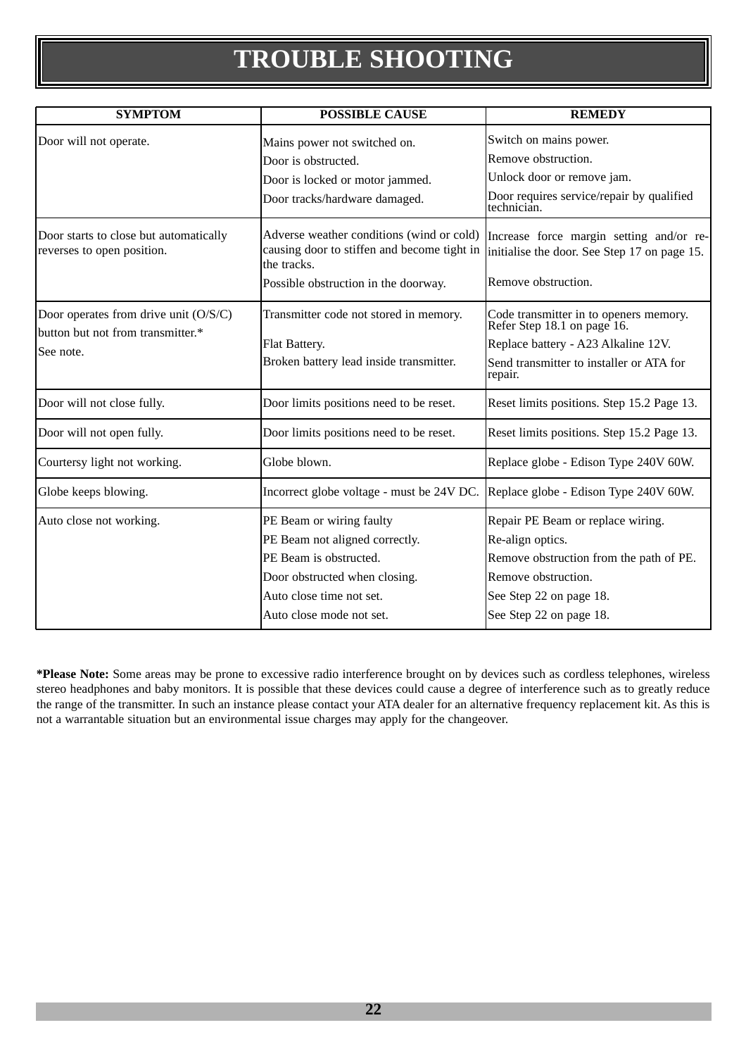# TROUBLE SHOOTING

| SYMPTOM | POSSIBLE CAUSE | REMEDY |
|---|---|---|
| Door will not operate. | Mains power not switched on.<br>Door is obstructed.<br>Door is locked or motor jammed.<br>Door tracks/hardware damaged. | Switch on mains power.<br>Remove obstruction.<br>Unlock door or remove jam.<br>Door requires service/repair by qualified technician. |
| Door starts to close but automatically reverses to open position. | Adverse weather conditions (wind or cold) causing door to stiffen and become tight in the tracks.<br>Possible obstruction in the doorway. | Increase force margin setting and/or re-initialise the door. See Step 17 on page 15.<br>Remove obstruction. |
| Door operates from drive unit (O/S/C) button but not from transmitter.*<br>See note. | Transmitter code not stored in memory.<br>Flat Battery.<br>Broken battery lead inside transmitter. | Code transmitter in to openers memory. Refer Step 18.1 on page 16.<br>Replace battery - A23 Alkaline 12V.<br>Send transmitter to installer or ATA for repair. |
| Door will not close fully. | Door limits positions need to be reset. | Reset limits positions. Step 15.2 Page 13. |
| Door will not open fully. | Door limits positions need to be reset. | Reset limits positions. Step 15.2 Page 13. |
| Courtersy light not working. | Globe blown. | Replace globe - Edison Type 240V 60W. |
| Globe keeps blowing. | Incorrect globe voltage - must be 24V DC. | Replace globe - Edison Type 240V 60W. |
| Auto close not working. | PE Beam or wiring faulty<br>PE Beam not aligned correctly.<br>PE Beam is obstructed.<br>Door obstructed when closing.<br>Auto close time not set.<br>Auto close mode not set. | Repair PE Beam or replace wiring.<br>Re-align optics.<br>Remove obstruction from the path of PE.<br>Remove obstruction.<br>See Step 22 on page 18.<br>See Step 22 on page 18. |

**\*Please Note:** Some areas may be prone to excessive radio interference brought on by devices such as cordless telephones, wireless stereo headphones and baby monitors. It is possible that these devices could cause a degree of interference such as to greatly reduce the range of the transmitter. In such an instance please contact your ATA dealer for an alternative frequency replacement kit. As this is not a warrantable situation but an environmental issue charges may apply for the changeover.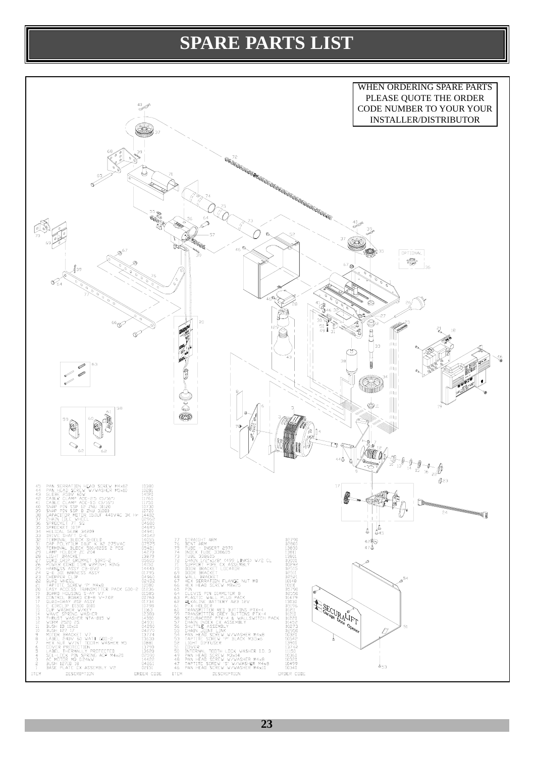# SPARE PARTS LIST

WHEN ORDERING SPARE PARTS PLEASE QUOTE THE ORDER CODE NUMBER TO YOUR YOUR INSTALLER/DISTRIBUTOR

| ITEM | DESCRIPTION | ORDER CODE |
|---|---|---|
| 1 | BASE PLATE CX ASSEMBLY V2 | 02131 |
| 2 | BUSH 12710 18 | 04261 |
| 3 | AC MOTOR MO 0.24KW | 14402 |
| 4 | SEL-LOCK PIN SPRING ACF M4x20 | 02990 |
| 5 | LABEL THERMALLY PROTECTED | 13680 |
| 6 | COVER PROTECTION | 13790 |
| 7 | HEX NUT W/INT TOOTH WASHER M5 | 10881 |
| 8 | LABEL 240V 60 WATT GDO-2 | 13630 |
| 9 | MOTOR BRACKET V7 | 13774 |
| 10 | BUSH 12? 17 | 04270 |
| 11 | BUSH ID 10x16 | 04290 |
| 12 | WORM 8520 2S | 04931 |
| 13 | THRUST WASHER NTA-815 W | 14300 |
| 14 | WAVE SPRING WASHER | 12380 |
| 15 | CUP WASHER W/KEY | 11631 |
| 16 | E CIRCLIP D1500 0100 | 10799 |
| 17 | QUAD-GRAY 202 ASSY | 01734 |
| 18 | CONTROL BOARD CB-8 V-7.02 | 00760 |
| 19 | BOARD HOUSING S-AY V7 | 01585 |
| 20 | EASY ACCESS TRANSMITTER PACK GDO-2 | 01236 |
| 21 | TAPTITE SCREW 'P' M4x8 | 10580 |
| 22 | QUAD WHEEL | 02432 |
| 23 | CHOPPER CLIP | 04960 |
| 24 | Q-G 30L HARNESS ASSY | 01795 |
| 25 | HARNESS ASSY CB-8V2 | 14440 |
| 26 | POWER CORD 1.5M W/PIN+I RING | 14150 |
| 27 | CORD GRIP GROMMET SR/5-2 | 05605 |
| 28 | LIGHT BRACKET | 13870 |
| 29 | LAMP HOLDER ZE 204 | 14270 |
| 30 | TERMINAL BLOCK 500/02DS 2 POS | 05421 |
| 31 | CAP POLYFILM 01UF X X2 275VAC | 07575 |
| 32 | TERMINAL BLOCK SHIELD | 14055 |
| 33 | DRIVE SHAFT Q-G | 04542 |
| 34 | HELICAL GEAR 34209 | 04941 |
| 35 | SPROCKET 10TP | 04695 |
| 36 | SPROCKET 7T SQ | 04680 |
| 37 | CHAIN IDLE WHEEL | 02962 |
| 38 | CAPACITOR MOTOR 16.0UF 440VAC 3K Hr | 14402 |
| 39 | SNAP PIN SSP-8 ZNU 31080 | 10720 |
| 40 | SNAP PIN SSP 12 ZNU 31120 | 10730 |
| 41 | CABLE CLAMP ACC-15 (3/16") | 11700 |
| 42 | CABLE CLAMP ACC-25 (5/16") | 11760 |
| 43 | GLOBE 250V 60W | 14120 |
| 44 | PAN HEAD SCREW W/WASHER M5x10 | 10281 |
| 45 | PAN SERRATION HEAD SCREW M4x12 | 10380 |
| 46 | PAN HEAD SCREW W/WASHER M4x10 | 10340 |
| 47 | TAPTITE SCREW 'S' W/WASHER M4x8 | 10499 |
| 48 | PAN HEAD SCREW W/WASHER M4x8 | 10320 |
| 49 | PAN HEAD SCREW M3x14 | 10360 |
| 50 | INTERNAL TOOTH LOCK WASHER I.D. 3 | 11150 |
| 51 | COVER | 13742 |
| 52 | LIGHT DIFFUSER | 13900 |
| 53 | TAPTITE SCREW 'P' BLACK M3.5x6 | 10542 |
| 54 | PAN HEAD SCREW W/WASHER M4x8 | 10320 |
| 55 | CHAIN JOINT LINK | 02950 |
| 56 | SHUTTLE ASSEMBLY | 00073 |
| 57 | CHAIN INDEX CX ASSEMBLY | 01452 |
| 58 | SECURACODE PTX-4 & WALLSWITCH PACK | 01221 |
| 59 | TRANSMITTER GREY BUTTONS PTX-4 | 01210 |
| 60 | TRANSMITTER RED BUTTONS PTX-4 | 01211 |
| 61 | PTX HOLDER | 05196 |
| 62 | ALKALINE BATTERY A23 12V | 13030 |
| 63 | PLASTIC WALL PLUG PACK | 01479 |
| 64 | CLEVIS PIN DIAMETER 8 | 02550 |
| 65 | PIN | 05790 |
| 66 | HEX HEAD SCREW M8x25 | 10110 |
| 67 | HEX SERRATION FLANGE NUT M8 | 10140 |
| 68 | WALL BRACKET | 02521 |
| 69 | DOOR BRACKET | 02511 |
| 70 | DOOR BRACKET LOCATOR | 02515 |
| 71 | SUPPORT PIPE CX ASSEMBLY | 00292 |
| 72 | CHAIN 1/2"x1/8" (499 LINKS) W/2 CL | 03001 |
| 73 | TUBE 338605 | 13801 |
| 74 | INDEX TUBE 338605 | 13811 |
| 75 | TUBE - INSERT 2970 | 13830 |
| 76 | BENT ARM | 05800 |
| 77 | STRAIGHT ARM | 05790 |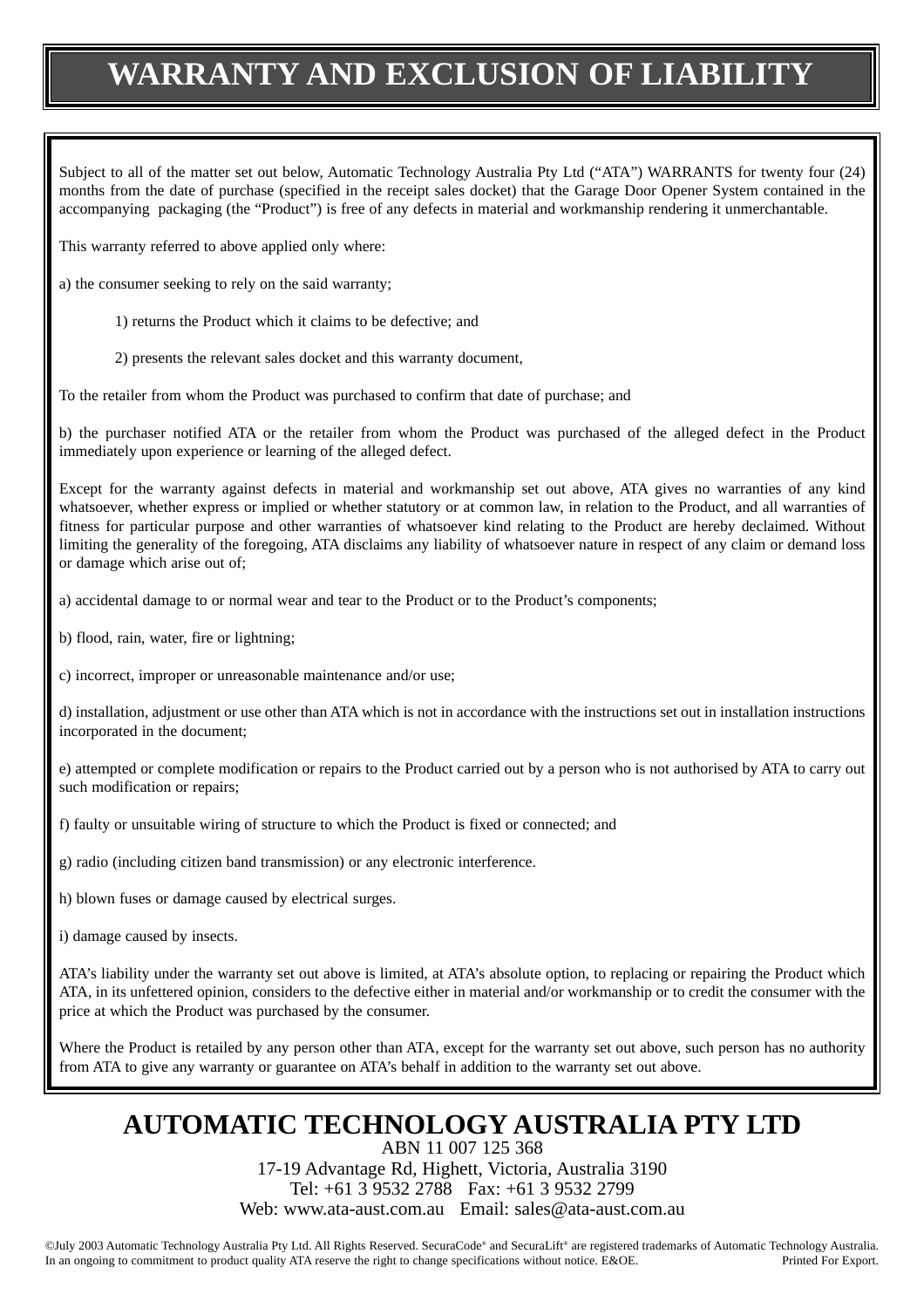# WARRANTY AND EXCLUSION OF LIABILITY

Subject to all of the matter set out below, Automatic Technology Australia Pty Ltd ("ATA") WARRANTS for twenty four (24) months from the date of purchase (specified in the receipt sales docket) that the Garage Door Opener System contained in the accompanying packaging (the "Product") is free of any defects in material and workmanship rendering it unmerchantable.

This warranty referred to above applied only where:

a) the consumer seeking to rely on the said warranty;

1) returns the Product which it claims to be defective; and

2) presents the relevant sales docket and this warranty document,

To the retailer from whom the Product was purchased to confirm that date of purchase; and

b) the purchaser notified ATA or the retailer from whom the Product was purchased of the alleged defect in the Product immediately upon experience or learning of the alleged defect.

Except for the warranty against defects in material and workmanship set out above, ATA gives no warranties of any kind whatsoever, whether express or implied or whether statutory or at common law, in relation to the Product, and all warranties of fitness for particular purpose and other warranties of whatsoever kind relating to the Product are hereby declaimed. Without limiting the generality of the foregoing, ATA disclaims any liability of whatsoever nature in respect of any claim or demand loss or damage which arise out of;

a) accidental damage to or normal wear and tear to the Product or to the Product's components;

b) flood, rain, water, fire or lightning;

c) incorrect, improper or unreasonable maintenance and/or use;

d) installation, adjustment or use other than ATA which is not in accordance with the instructions set out in installation instructions incorporated in the document;

e) attempted or complete modification or repairs to the Product carried out by a person who is not authorised by ATA to carry out such modification or repairs;

f) faulty or unsuitable wiring of structure to which the Product is fixed or connected; and

g) radio (including citizen band transmission) or any electronic interference.

h) blown fuses or damage caused by electrical surges.

i) damage caused by insects.

ATA's liability under the warranty set out above is limited, at ATA's absolute option, to replacing or repairing the Product which ATA, in its unfettered opinion, considers to the defective either in material and/or workmanship or to credit the consumer with the price at which the Product was purchased by the consumer.

Where the Product is retailed by any person other than ATA, except for the warranty set out above, such person has no authority from ATA to give any warranty or guarantee on ATA's behalf in addition to the warranty set out above.

## AUTOMATIC TECHNOLOGY AUSTRALIA PTY LTD

ABN 11 007 125 368
17-19 Advantage Rd, Highett, Victoria, Australia 3190
Tel: +61 3 9532 2788 Fax: +61 3 9532 2799
Web: www.ata-aust.com.au Email: sales@ata-aust.com.au

©July 2003 Automatic Technology Australia Pty Ltd. All Rights Reserved. SecuraCode® and SecuraLift® are registered trademarks of Automatic Technology Australia. In an ongoing to commitment to product quality ATA reserve the right to change specifications without notice. E&OE. Printed For Export.